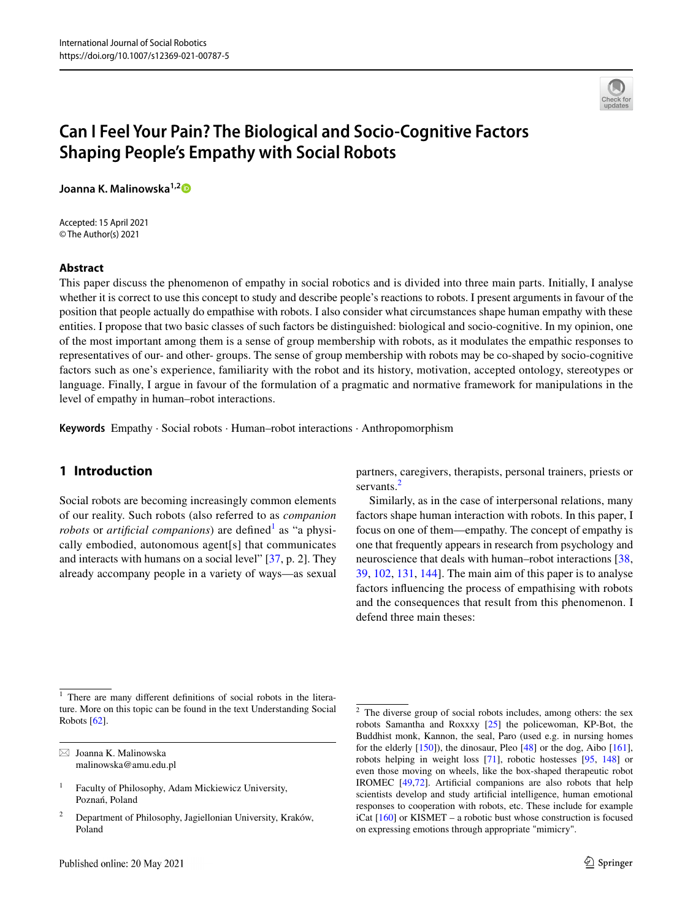# Can I Feel Your Pain? The Biological and Socio-Cognitive Factors Shaping People's Empathy with Social Robots

**Joanna K. Malinowska**[1,2]

Accepted: 15 April 2021
© The Author(s) 2021

## Abstract

This paper discuss the phenomenon of empathy in social robotics and is divided into three main parts. Initially, I analyse whether it is correct to use this concept to study and describe people's reactions to robots. I present arguments in favour of the position that people actually do empathise with robots. I also consider what circumstances shape human empathy with these entities. I propose that two basic classes of such factors be distinguished: biological and socio-cognitive. In my opinion, one of the most important among them is a sense of group membership with robots, as it modulates the empathic responses to representatives of our- and other- groups. The sense of group membership with robots may be co-shaped by socio-cognitive factors such as one's experience, familiarity with the robot and its history, motivation, accepted ontology, stereotypes or language. Finally, I argue in favour of the formulation of a pragmatic and normative framework for manipulations in the level of empathy in human–robot interactions.

**Keywords** Empathy · Social robots · Human–robot interactions · Anthropomorphism

## 1 Introduction

Social robots are becoming increasingly common elements of our reality. Such robots (also referred to as *companion robots* or *artificial companions*) are defined[1] as "a physically embodied, autonomous agent[s] that communicates and interacts with humans on a social level" [37, p. 2]. They already accompany people in a variety of ways—as sexual partners, caregivers, therapists, personal trainers, priests or servants.[2]

Similarly, as in the case of interpersonal relations, many factors shape human interaction with robots. In this paper, I focus on one of them—empathy. The concept of empathy is one that frequently appears in research from psychology and neuroscience that deals with human–robot interactions [38, 39, 102, 131, 144]. The main aim of this paper is to analyse factors influencing the process of empathising with robots and the consequences that result from this phenomenon. I defend three main theses:

---

[1] There are many different definitions of social robots in the literature. More on this topic can be found in the text Understanding Social Robots [62].

[2] The diverse group of social robots includes, among others: the sex robots Samantha and Roxxxy [25] the policewoman, KP-Bot, the Buddhist monk, Kannon, the seal, Paro (used e.g. in nursing homes for the elderly [150]), the dinosaur, Pleo [48] or the dog, Aibo [161], robots helping in weight loss [71], robotic hostesses [95, 148] or even those moving on wheels, like the box-shaped therapeutic robot IROMEC [49,72]. Artificial companions are also robots that help scientists develop and study artificial intelligence, human emotional responses to cooperation with robots, etc. These include for example iCat [160] or KISMET – a robotic bust whose construction is focused on expressing emotions through appropriate "mimicry".

✉ Joanna K. Malinowska
malinowska@amu.edu.pl

[1] Faculty of Philosophy, Adam Mickiewicz University, Poznań, Poland

[2] Department of Philosophy, Jagiellonian University, Kraków, Poland

Published online: 20 May 2021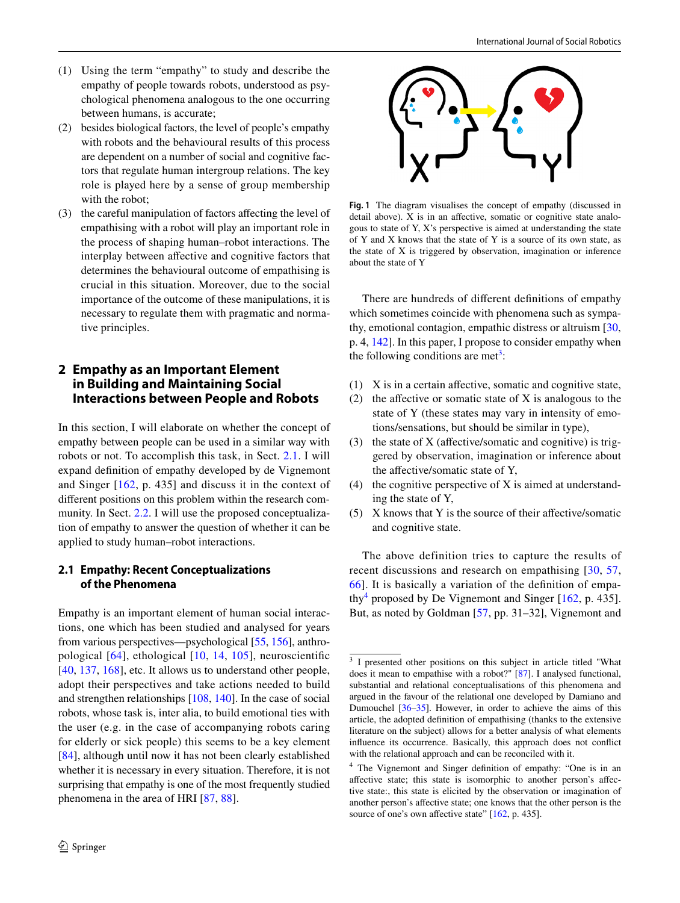(1) Using the term "empathy" to study and describe the empathy of people towards robots, understood as psychological phenomena analogous to the one occurring between humans, is accurate;
(2) besides biological factors, the level of people's empathy with robots and the behavioural results of this process are dependent on a number of social and cognitive factors that regulate human intergroup relations. The key role is played here by a sense of group membership with the robot;
(3) the careful manipulation of factors affecting the level of empathising with a robot will play an important role in the process of shaping human–robot interactions. The interplay between affective and cognitive factors that determines the behavioural outcome of empathising is crucial in this situation. Moreover, due to the social importance of the outcome of these manipulations, it is necessary to regulate them with pragmatic and normative principles.

## 2 Empathy as an Important Element in Building and Maintaining Social Interactions between People and Robots

In this section, I will elaborate on whether the concept of empathy between people can be used in a similar way with robots or not. To accomplish this task, in Sect. 2.1. I will expand definition of empathy developed by de Vignemont and Singer [162, p. 435] and discuss it in the context of different positions on this problem within the research community. In Sect. 2.2. I will use the proposed conceptualization of empathy to answer the question of whether it can be applied to study human–robot interactions.

### 2.1 Empathy: Recent Conceptualizations of the Phenomena

Empathy is an important element of human social interactions, one which has been studied and analysed for years from various perspectives—psychological [55, 156], anthropological [64], ethological [10, 14, 105], neuroscientific [40, 137, 168], etc. It allows us to understand other people, adopt their perspectives and take actions needed to build and strengthen relationships [108, 140]. In the case of social robots, whose task is, inter alia, to build emotional ties with the user (e.g. in the case of accompanying robots caring for elderly or sick people) this seems to be a key element [84], although until now it has not been clearly established whether it is necessary in every situation. Therefore, it is not surprising that empathy is one of the most frequently studied phenomena in the area of HRI [87, 88].

**Fig. 1** The diagram visualises the concept of empathy (discussed in detail above). X is in an affective, somatic or cognitive state analogous to state of Y, X's perspective is aimed at understanding the state of Y and X knows that the state of Y is a source of its own state, as the state of X is triggered by observation, imagination or inference about the state of Y

There are hundreds of different definitions of empathy which sometimes coincide with phenomena such as sympathy, emotional contagion, empathic distress or altruism [30, p. 4, 142]. In this paper, I propose to consider empathy when the following conditions are met[3]:

(1) X is in a certain affective, somatic and cognitive state,
(2) the affective or somatic state of X is analogous to the state of Y (these states may vary in intensity of emotions/sensations, but should be similar in type),
(3) the state of X (affective/somatic and cognitive) is triggered by observation, imagination or inference about the affective/somatic state of Y,
(4) the cognitive perspective of X is aimed at understanding the state of Y,
(5) X knows that Y is the source of their affective/somatic and cognitive state.

The above definition tries to capture the results of recent discussions and research on empathising [30, 57, 66]. It is basically a variation of the definition of empathy[4] proposed by De Vignemont and Singer [162, p. 435]. But, as noted by Goldman [57, pp. 31–32], Vignemont and

[3] I presented other positions on this subject in article titled "What does it mean to empathise with a robot?" [87]. I analysed functional, substantial and relational conceptualisations of this phenomena and argued in the favour of the relational one developed by Damiano and Dumouchel [36–35]. However, in order to achieve the aims of this article, the adopted definition of empathising (thanks to the extensive literature on the subject) allows for a better analysis of what elements influence its occurrence. Basically, this approach does not conflict with the relational approach and can be reconciled with it.

[4] The Vignemont and Singer definition of empathy: "One is in an affective state; this state is isomorphic to another person's affective state:, this state is elicited by the observation or imagination of another person's affective state; one knows that the other person is the source of one's own affective state" [162, p. 435].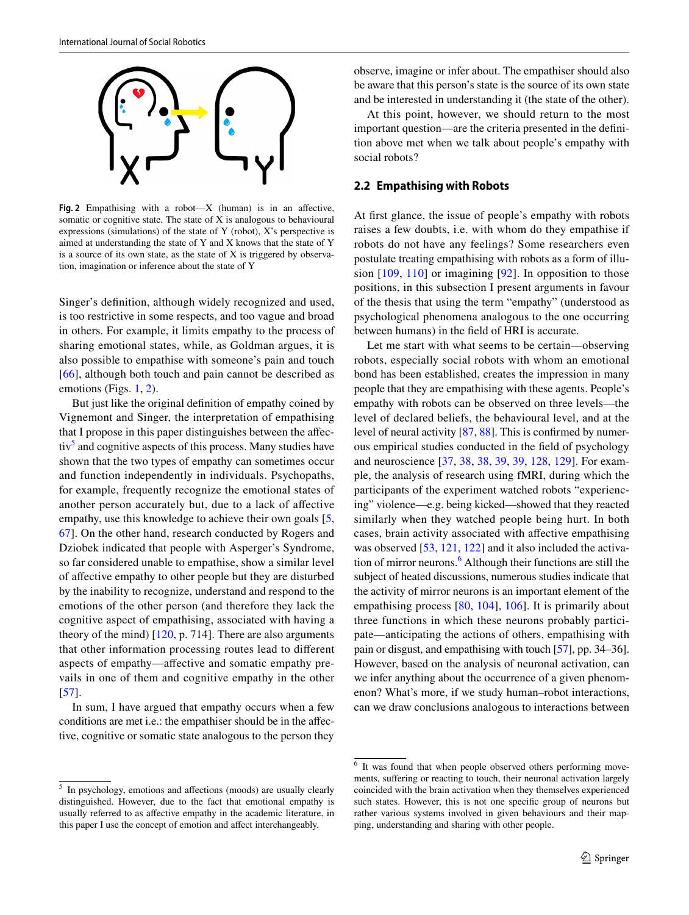Fig. 2 Empathising with a robot—X (human) is in an affective, somatic or cognitive state. The state of X is analogous to behavioural expressions (simulations) of the state of Y (robot), X's perspective is aimed at understanding the state of Y and X knows that the state of Y is a source of its own state, as the state of X is triggered by observation, imagination or inference about the state of Y

Singer's definition, although widely recognized and used, is too restrictive in some respects, and too vague and broad in others. For example, it limits empathy to the process of sharing emotional states, while, as Goldman argues, it is also possible to empathise with someone's pain and touch [66], although both touch and pain cannot be described as emotions (Figs. 1, 2).

But just like the original definition of empathy coined by Vignemont and Singer, the interpretation of empathising that I propose in this paper distinguishes between the affectiv[5] and cognitive aspects of this process. Many studies have shown that the two types of empathy can sometimes occur and function independently in individuals. Psychopaths, for example, frequently recognize the emotional states of another person accurately but, due to a lack of affective empathy, use this knowledge to achieve their own goals [5, 67]. On the other hand, research conducted by Rogers and Dziobek indicated that people with Asperger's Syndrome, so far considered unable to empathise, show a similar level of affective empathy to other people but they are disturbed by the inability to recognize, understand and respond to the emotions of the other person (and therefore they lack the cognitive aspect of empathising, associated with having a theory of the mind) [120, p. 714]. There are also arguments that other information processing routes lead to different aspects of empathy—affective and somatic empathy prevails in one of them and cognitive empathy in the other [57].

In sum, I have argued that empathy occurs when a few conditions are met i.e.: the empathiser should be in the affective, cognitive or somatic state analogous to the person they observe, imagine or infer about. The empathiser should also be aware that this person's state is the source of its own state and be interested in understanding it (the state of the other).

At this point, however, we should return to the most important question—are the criteria presented in the definition above met when we talk about people's empathy with social robots?

## 2.2 Empathising with Robots

At first glance, the issue of people's empathy with robots raises a few doubts, i.e. with whom do they empathise if robots do not have any feelings? Some researchers even postulate treating empathising with robots as a form of illusion [109, 110] or imagining [92]. In opposition to those positions, in this subsection I present arguments in favour of the thesis that using the term "empathy" (understood as psychological phenomena analogous to the one occurring between humans) in the field of HRI is accurate.

Let me start with what seems to be certain—observing robots, especially social robots with whom an emotional bond has been established, creates the impression in many people that they are empathising with these agents. People's empathy with robots can be observed on three levels—the level of declared beliefs, the behavioural level, and at the level of neural activity [87, 88]. This is confirmed by numerous empirical studies conducted in the field of psychology and neuroscience [37, 38, 38, 39, 39, 128, 129]. For example, the analysis of research using fMRI, during which the participants of the experiment watched robots "experiencing" violence—e.g. being kicked—showed that they reacted similarly when they watched people being hurt. In both cases, brain activity associated with affective empathising was observed [53, 121, 122] and it also included the activation of mirror neurons.[6] Although their functions are still the subject of heated discussions, numerous studies indicate that the activity of mirror neurons is an important element of the empathising process [80, 104], 106]. It is primarily about three functions in which these neurons probably participate—anticipating the actions of others, empathising with pain or disgust, and empathising with touch [57], pp. 34–36]. However, based on the analysis of neuronal activation, can we infer anything about the occurrence of a given phenomenon? What's more, if we study human–robot interactions, can we draw conclusions analogous to interactions between

---

[5] In psychology, emotions and affections (moods) are usually clearly distinguished. However, due to the fact that emotional empathy is usually referred to as affective empathy in the academic literature, in this paper I use the concept of emotion and affect interchangeably.

[6] It was found that when people observed others performing movements, suffering or reacting to touch, their neuronal activation largely coincided with the brain activation when they themselves experienced such states. However, this is not one specific group of neurons but rather various systems involved in given behaviours and their mapping, understanding and sharing with other people.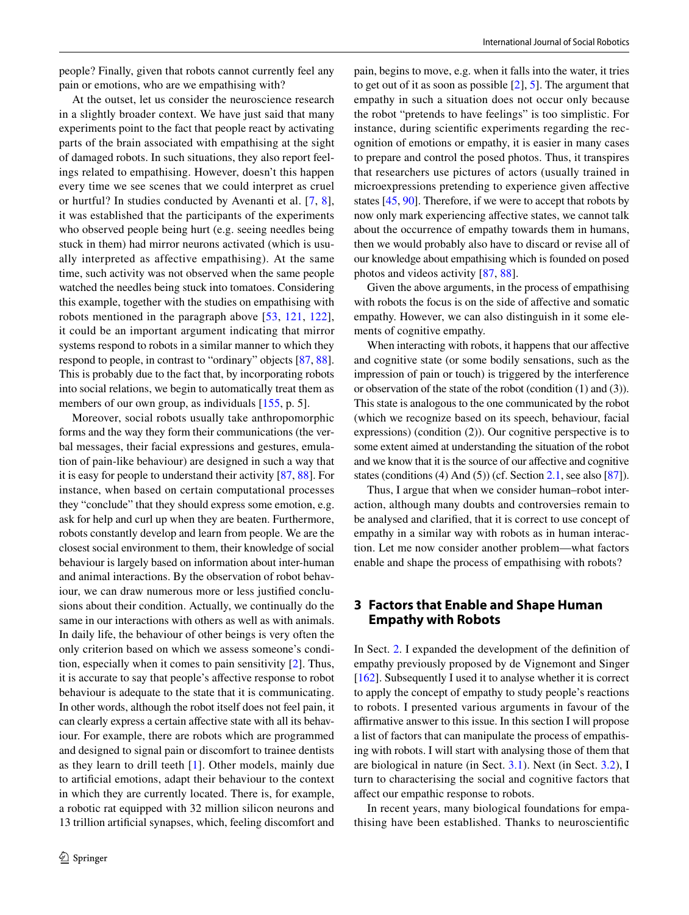people? Finally, given that robots cannot currently feel any pain or emotions, who are we empathising with?

At the outset, let us consider the neuroscience research in a slightly broader context. We have just said that many experiments point to the fact that people react by activating parts of the brain associated with empathising at the sight of damaged robots. In such situations, they also report feelings related to empathising. However, doesn't this happen every time we see scenes that we could interpret as cruel or hurtful? In studies conducted by Avenanti et al. [7, 8], it was established that the participants of the experiments who observed people being hurt (e.g. seeing needles being stuck in them) had mirror neurons activated (which is usually interpreted as affective empathising). At the same time, such activity was not observed when the same people watched the needles being stuck into tomatoes. Considering this example, together with the studies on empathising with robots mentioned in the paragraph above [53, 121, 122], it could be an important argument indicating that mirror systems respond to robots in a similar manner to which they respond to people, in contrast to "ordinary" objects [87, 88]. This is probably due to the fact that, by incorporating robots into social relations, we begin to automatically treat them as members of our own group, as individuals [155, p. 5].

Moreover, social robots usually take anthropomorphic forms and the way they form their communications (the verbal messages, their facial expressions and gestures, emulation of pain-like behaviour) are designed in such a way that it is easy for people to understand their activity [87, 88]. For instance, when based on certain computational processes they "conclude" that they should express some emotion, e.g. ask for help and curl up when they are beaten. Furthermore, robots constantly develop and learn from people. We are the closest social environment to them, their knowledge of social behaviour is largely based on information about inter-human and animal interactions. By the observation of robot behaviour, we can draw numerous more or less justified conclusions about their condition. Actually, we continually do the same in our interactions with others as well as with animals. In daily life, the behaviour of other beings is very often the only criterion based on which we assess someone's condition, especially when it comes to pain sensitivity [2]. Thus, it is accurate to say that people's affective response to robot behaviour is adequate to the state that it is communicating. In other words, although the robot itself does not feel pain, it can clearly express a certain affective state with all its behaviour. For example, there are robots which are programmed and designed to signal pain or discomfort to trainee dentists as they learn to drill teeth [1]. Other models, mainly due to artificial emotions, adapt their behaviour to the context in which they are currently located. There is, for example, a robotic rat equipped with 32 million silicon neurons and 13 trillion artificial synapses, which, feeling discomfort and pain, begins to move, e.g. when it falls into the water, it tries to get out of it as soon as possible [2, 5]. The argument that empathy in such a situation does not occur only because the robot "pretends to have feelings" is too simplistic. For instance, during scientific experiments regarding the recognition of emotions or empathy, it is easier in many cases to prepare and control the posed photos. Thus, it transpires that researchers use pictures of actors (usually trained in microexpressions pretending to experience given affective states [45, 90]. Therefore, if we were to accept that robots by now only mark experiencing affective states, we cannot talk about the occurrence of empathy towards them in humans, then we would probably also have to discard or revise all of our knowledge about empathising which is founded on posed photos and videos activity [87, 88].

Given the above arguments, in the process of empathising with robots the focus is on the side of affective and somatic empathy. However, we can also distinguish in it some elements of cognitive empathy.

When interacting with robots, it happens that our affective and cognitive state (or some bodily sensations, such as the impression of pain or touch) is triggered by the interference or observation of the state of the robot (condition (1) and (3)). This state is analogous to the one communicated by the robot (which we recognize based on its speech, behaviour, facial expressions) (condition (2)). Our cognitive perspective is to some extent aimed at understanding the situation of the robot and we know that it is the source of our affective and cognitive states (conditions (4) And (5)) (cf. Section 2.1, see also [87]).

Thus, I argue that when we consider human–robot interaction, although many doubts and controversies remain to be analysed and clarified, that it is correct to use concept of empathy in a similar way with robots as in human interaction. Let me now consider another problem—what factors enable and shape the process of empathising with robots?

## 3 Factors that Enable and Shape Human Empathy with Robots

In Sect. 2. I expanded the development of the definition of empathy previously proposed by de Vignemont and Singer [162]. Subsequently I used it to analyse whether it is correct to apply the concept of empathy to study people's reactions to robots. I presented various arguments in favour of the affirmative answer to this issue. In this section I will propose a list of factors that can manipulate the process of empathising with robots. I will start with analysing those of them that are biological in nature (in Sect. 3.1). Next (in Sect. 3.2), I turn to characterising the social and cognitive factors that affect our empathic response to robots.

In recent years, many biological foundations for empathising have been established. Thanks to neuroscientific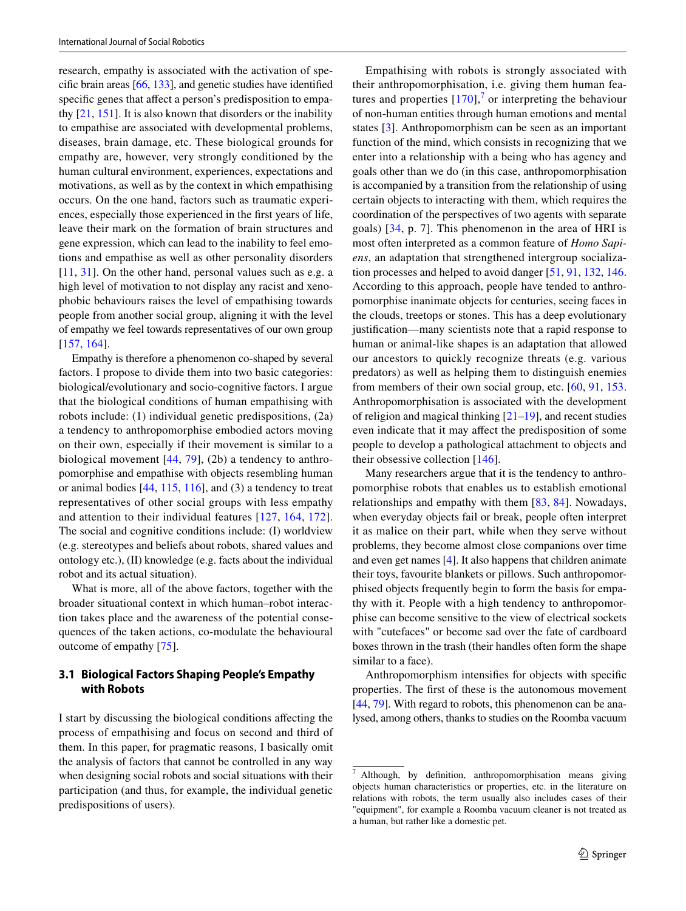research, empathy is associated with the activation of specific brain areas [66, 133], and genetic studies have identified specific genes that affect a person's predisposition to empathy [21, 151]. It is also known that disorders or the inability to empathise are associated with developmental problems, diseases, brain damage, etc. These biological grounds for empathy are, however, very strongly conditioned by the human cultural environment, experiences, expectations and motivations, as well as by the context in which empathising occurs. On the one hand, factors such as traumatic experiences, especially those experienced in the first years of life, leave their mark on the formation of brain structures and gene expression, which can lead to the inability to feel emotions and empathise as well as other personality disorders [11, 31]. On the other hand, personal values such as e.g. a high level of motivation to not display any racist and xenophobic behaviours raises the level of empathising towards people from another social group, aligning it with the level of empathy we feel towards representatives of our own group [157, 164].

Empathy is therefore a phenomenon co-shaped by several factors. I propose to divide them into two basic categories: biological/evolutionary and socio-cognitive factors. I argue that the biological conditions of human empathising with robots include: (1) individual genetic predispositions, (2a) a tendency to anthropomorphise embodied actors moving on their own, especially if their movement is similar to a biological movement [44, 79], (2b) a tendency to anthropomorphise and empathise with objects resembling human or animal bodies [44, 115, 116], and (3) a tendency to treat representatives of other social groups with less empathy and attention to their individual features [127, 164, 172]. The social and cognitive conditions include: (I) worldview (e.g. stereotypes and beliefs about robots, shared values and ontology etc.), (II) knowledge (e.g. facts about the individual robot and its actual situation).

What is more, all of the above factors, together with the broader situational context in which human–robot interaction takes place and the awareness of the potential consequences of the taken actions, co-modulate the behavioural outcome of empathy [75].

### 3.1 Biological Factors Shaping People's Empathy with Robots

I start by discussing the biological conditions affecting the process of empathising and focus on second and third of them. In this paper, for pragmatic reasons, I basically omit the analysis of factors that cannot be controlled in any way when designing social robots and social situations with their participation (and thus, for example, the individual genetic predispositions of users).

Empathising with robots is strongly associated with their anthropomorphisation, i.e. giving them human features and properties [170],[7] or interpreting the behaviour of non-human entities through human emotions and mental states [3]. Anthropomorphism can be seen as an important function of the mind, which consists in recognizing that we enter into a relationship with a being who has agency and goals other than we do (in this case, anthropomorphisation is accompanied by a transition from the relationship of using certain objects to interacting with them, which requires the coordination of the perspectives of two agents with separate goals) [34, p. 7]. This phenomenon in the area of HRI is most often interpreted as a common feature of *Homo Sapiens*, an adaptation that strengthened intergroup socialization processes and helped to avoid danger [51, 91, 132, 146]. According to this approach, people have tended to anthropomorphise inanimate objects for centuries, seeing faces in the clouds, treetops or stones. This has a deep evolutionary justification—many scientists note that a rapid response to human or animal-like shapes is an adaptation that allowed our ancestors to quickly recognize threats (e.g. various predators) as well as helping them to distinguish enemies from members of their own social group, etc. [60, 91, 153]. Anthropomorphisation is associated with the development of religion and magical thinking [21–19], and recent studies even indicate that it may affect the predisposition of some people to develop a pathological attachment to objects and their obsessive collection [146].

Many researchers argue that it is the tendency to anthropomorphise robots that enables us to establish emotional relationships and empathy with them [83, 84]. Nowadays, when everyday objects fail or break, people often interpret it as malice on their part, while when they serve without problems, they become almost close companions over time and even get names [4]. It also happens that children animate their toys, favourite blankets or pillows. Such anthropomorphised objects frequently begin to form the basis for empathy with it. People with a high tendency to anthropomorphise can become sensitive to the view of electrical sockets with "cutefaces" or become sad over the fate of cardboard boxes thrown in the trash (their handles often form the shape similar to a face).

Anthropomorphism intensifies for objects with specific properties. The first of these is the autonomous movement [44, 79]. With regard to robots, this phenomenon can be analysed, among others, thanks to studies on the Roomba vacuum

[7] Although, by definition, anthropomorphisation means giving objects human characteristics or properties, etc. in the literature on relations with robots, the term usually also includes cases of their "equipment", for example a Roomba vacuum cleaner is not treated as a human, but rather like a domestic pet.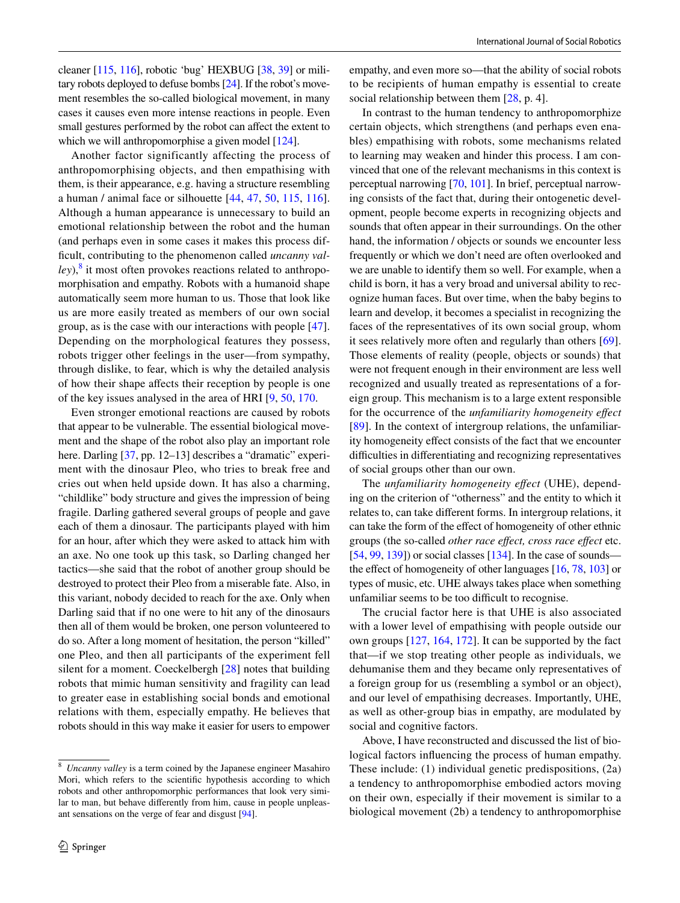cleaner [115, 116], robotic 'bug' HEXBUG [38, 39] or military robots deployed to defuse bombs [24]. If the robot's movement resembles the so-called biological movement, in many cases it causes even more intense reactions in people. Even small gestures performed by the robot can affect the extent to which we will anthropomorphise a given model [124].

Another factor significantly affecting the process of anthropomorphising objects, and then empathising with them, is their appearance, e.g. having a structure resembling a human / animal face or silhouette [44, 47, 50, 115, 116]. Although a human appearance is unnecessary to build an emotional relationship between the robot and the human (and perhaps even in some cases it makes this process difficult, contributing to the phenomenon called *uncanny valley*),[8] it most often provokes reactions related to anthropomorphisation and empathy. Robots with a humanoid shape automatically seem more human to us. Those that look like us are more easily treated as members of our own social group, as is the case with our interactions with people [47]. Depending on the morphological features they possess, robots trigger other feelings in the user—from sympathy, through dislike, to fear, which is why the detailed analysis of how their shape affects their reception by people is one of the key issues analysed in the area of HRI [9, 50, 170.

Even stronger emotional reactions are caused by robots that appear to be vulnerable. The essential biological movement and the shape of the robot also play an important role here. Darling [37, pp. 12–13] describes a "dramatic" experiment with the dinosaur Pleo, who tries to break free and cries out when held upside down. It has also a charming, "childlike" body structure and gives the impression of being fragile. Darling gathered several groups of people and gave each of them a dinosaur. The participants played with him for an hour, after which they were asked to attack him with an axe. No one took up this task, so Darling changed her tactics—she said that the robot of another group should be destroyed to protect their Pleo from a miserable fate. Also, in this variant, nobody decided to reach for the axe. Only when Darling said that if no one were to hit any of the dinosaurs then all of them would be broken, one person volunteered to do so. After a long moment of hesitation, the person "killed" one Pleo, and then all participants of the experiment fell silent for a moment. Coeckelbergh [28] notes that building robots that mimic human sensitivity and fragility can lead to greater ease in establishing social bonds and emotional relations with them, especially empathy. He believes that robots should in this way make it easier for users to empower empathy, and even more so—that the ability of social robots to be recipients of human empathy is essential to create social relationship between them [28, p. 4].

In contrast to the human tendency to anthropomorphize certain objects, which strengthens (and perhaps even enables) empathising with robots, some mechanisms related to learning may weaken and hinder this process. I am convinced that one of the relevant mechanisms in this context is perceptual narrowing [70, 101]. In brief, perceptual narrowing consists of the fact that, during their ontogenetic development, people become experts in recognizing objects and sounds that often appear in their surroundings. On the other hand, the information / objects or sounds we encounter less frequently or which we don't need are often overlooked and we are unable to identify them so well. For example, when a child is born, it has a very broad and universal ability to recognize human faces. But over time, when the baby begins to learn and develop, it becomes a specialist in recognizing the faces of the representatives of its own social group, whom it sees relatively more often and regularly than others [69]. Those elements of reality (people, objects or sounds) that were not frequent enough in their environment are less well recognized and usually treated as representations of a foreign group. This mechanism is to a large extent responsible for the occurrence of the *unfamiliarity homogeneity effect* [89]. In the context of intergroup relations, the unfamiliarity homogeneity effect consists of the fact that we encounter difficulties in differentiating and recognizing representatives of social groups other than our own.

The *unfamiliarity homogeneity effect* (UHE), depending on the criterion of "otherness" and the entity to which it relates to, can take different forms. In intergroup relations, it can take the form of the effect of homogeneity of other ethnic groups (the so-called *other race effect, cross race effect* etc. [54, 99, 139]) or social classes [134]. In the case of sounds—the effect of homogeneity of other languages [16, 78, 103] or types of music, etc. UHE always takes place when something unfamiliar seems to be too difficult to recognise.

The crucial factor here is that UHE is also associated with a lower level of empathising with people outside our own groups [127, 164, 172]. It can be supported by the fact that—if we stop treating other people as individuals, we dehumanise them and they became only representatives of a foreign group for us (resembling a symbol or an object), and our level of empathising decreases. Importantly, UHE, as well as other-group bias in empathy, are modulated by social and cognitive factors.

Above, I have reconstructed and discussed the list of biological factors influencing the process of human empathy. These include: (1) individual genetic predispositions, (2a) a tendency to anthropomorphise embodied actors moving on their own, especially if their movement is similar to a biological movement (2b) a tendency to anthropomorphise

---

[8] *Uncanny valley* is a term coined by the Japanese engineer Masahiro Mori, which refers to the scientific hypothesis according to which robots and other anthropomorphic performances that look very similar to man, but behave differently from him, cause in people unpleasant sensations on the verge of fear and disgust [94].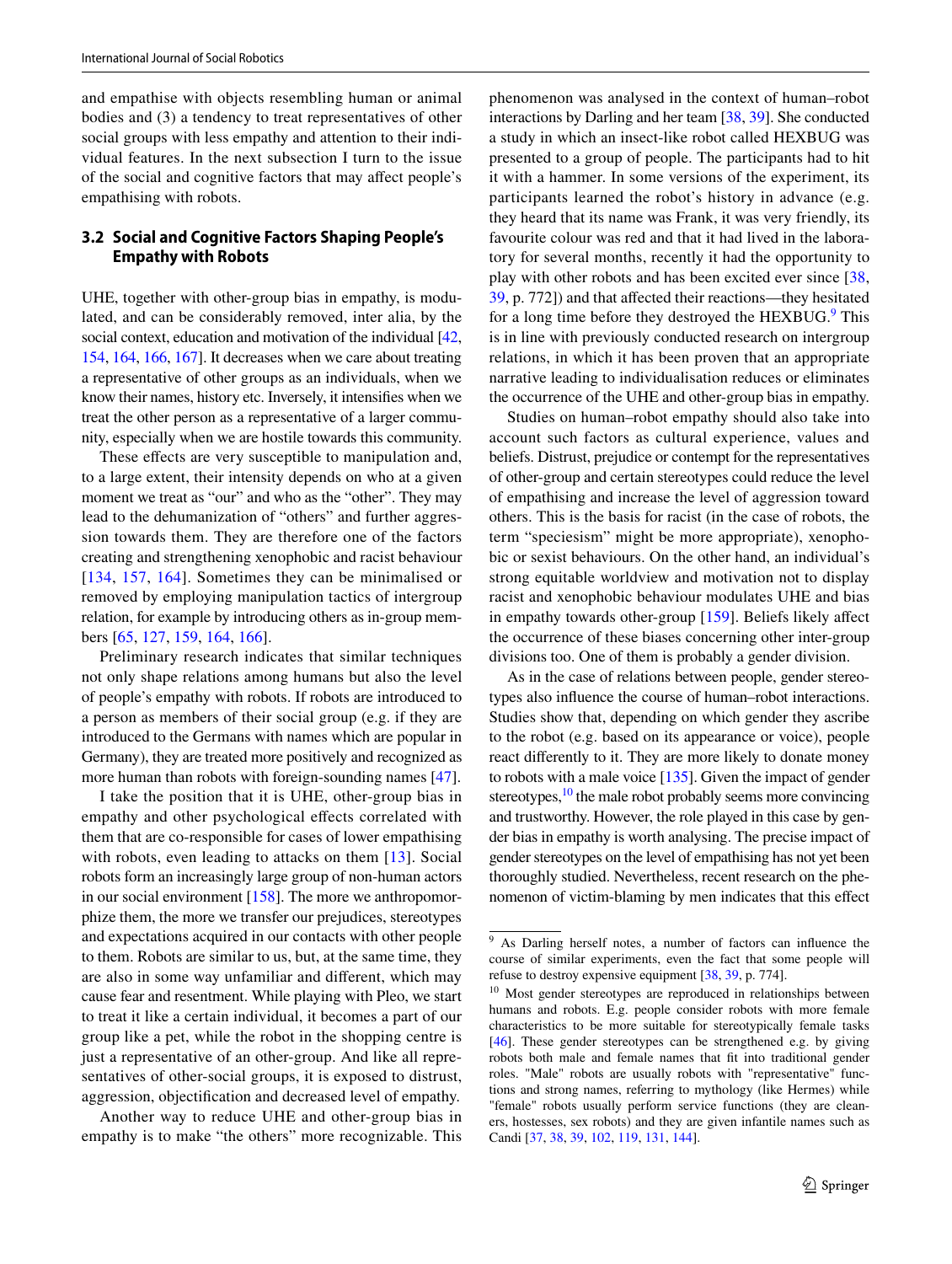and empathise with objects resembling human or animal bodies and (3) a tendency to treat representatives of other social groups with less empathy and attention to their individual features. In the next subsection I turn to the issue of the social and cognitive factors that may affect people's empathising with robots.

### 3.2 Social and Cognitive Factors Shaping People's Empathy with Robots

UHE, together with other-group bias in empathy, is modulated, and can be considerably removed, inter alia, by the social context, education and motivation of the individual [42, 154, 164, 166, 167]. It decreases when we care about treating a representative of other groups as an individuals, when we know their names, history etc. Inversely, it intensifies when we treat the other person as a representative of a larger community, especially when we are hostile towards this community.

These effects are very susceptible to manipulation and, to a large extent, their intensity depends on who at a given moment we treat as "our" and who as the "other". They may lead to the dehumanization of "others" and further aggression towards them. They are therefore one of the factors creating and strengthening xenophobic and racist behaviour [134, 157, 164]. Sometimes they can be minimalised or removed by employing manipulation tactics of intergroup relation, for example by introducing others as in-group members [65, 127, 159, 164, 166].

Preliminary research indicates that similar techniques not only shape relations among humans but also the level of people's empathy with robots. If robots are introduced to a person as members of their social group (e.g. if they are introduced to the Germans with names which are popular in Germany), they are treated more positively and recognized as more human than robots with foreign-sounding names [47].

I take the position that it is UHE, other-group bias in empathy and other psychological effects correlated with them that are co-responsible for cases of lower empathising with robots, even leading to attacks on them [13]. Social robots form an increasingly large group of non-human actors in our social environment [158]. The more we anthropomorphize them, the more we transfer our prejudices, stereotypes and expectations acquired in our contacts with other people to them. Robots are similar to us, but, at the same time, they are also in some way unfamiliar and different, which may cause fear and resentment. While playing with Pleo, we start to treat it like a certain individual, it becomes a part of our group like a pet, while the robot in the shopping centre is just a representative of an other-group. And like all representatives of other-social groups, it is exposed to distrust, aggression, objectification and decreased level of empathy.

Another way to reduce UHE and other-group bias in empathy is to make "the others" more recognizable. This phenomenon was analysed in the context of human–robot interactions by Darling and her team [38, 39]. She conducted a study in which an insect-like robot called HEXBUG was presented to a group of people. The participants had to hit it with a hammer. In some versions of the experiment, its participants learned the robot's history in advance (e.g. they heard that its name was Frank, it was very friendly, its favourite colour was red and that it had lived in the laboratory for several months, recently it had the opportunity to play with other robots and has been excited ever since [38, 39, p. 772]) and that affected their reactions—they hesitated for a long time before they destroyed the HEXBUG.[9] This is in line with previously conducted research on intergroup relations, in which it has been proven that an appropriate narrative leading to individualisation reduces or eliminates the occurrence of the UHE and other-group bias in empathy.

Studies on human–robot empathy should also take into account such factors as cultural experience, values and beliefs. Distrust, prejudice or contempt for the representatives of other-group and certain stereotypes could reduce the level of empathising and increase the level of aggression toward others. This is the basis for racist (in the case of robots, the term "speciesism" might be more appropriate), xenophobic or sexist behaviours. On the other hand, an individual's strong equitable worldview and motivation not to display racist and xenophobic behaviour modulates UHE and bias in empathy towards other-group [159]. Beliefs likely affect the occurrence of these biases concerning other inter-group divisions too. One of them is probably a gender division.

As in the case of relations between people, gender stereotypes also influence the course of human–robot interactions. Studies show that, depending on which gender they ascribe to the robot (e.g. based on its appearance or voice), people react differently to it. They are more likely to donate money to robots with a male voice [135]. Given the impact of gender stereotypes,[10] the male robot probably seems more convincing and trustworthy. However, the role played in this case by gender bias in empathy is worth analysing. The precise impact of gender stereotypes on the level of empathising has not yet been thoroughly studied. Nevertheless, recent research on the phenomenon of victim-blaming by men indicates that this effect

---

[9] As Darling herself notes, a number of factors can influence the course of similar experiments, even the fact that some people will refuse to destroy expensive equipment [38, 39, p. 774].

[10] Most gender stereotypes are reproduced in relationships between humans and robots. E.g. people consider robots with more female characteristics to be more suitable for stereotypically female tasks [46]. These gender stereotypes can be strengthened e.g. by giving robots both male and female names that fit into traditional gender roles. "Male" robots are usually robots with "representative" functions and strong names, referring to mythology (like Hermes) while "female" robots usually perform service functions (they are cleaners, hostesses, sex robots) and they are given infantile names such as Candi [37, 38, 39, 102, 119, 131, 144].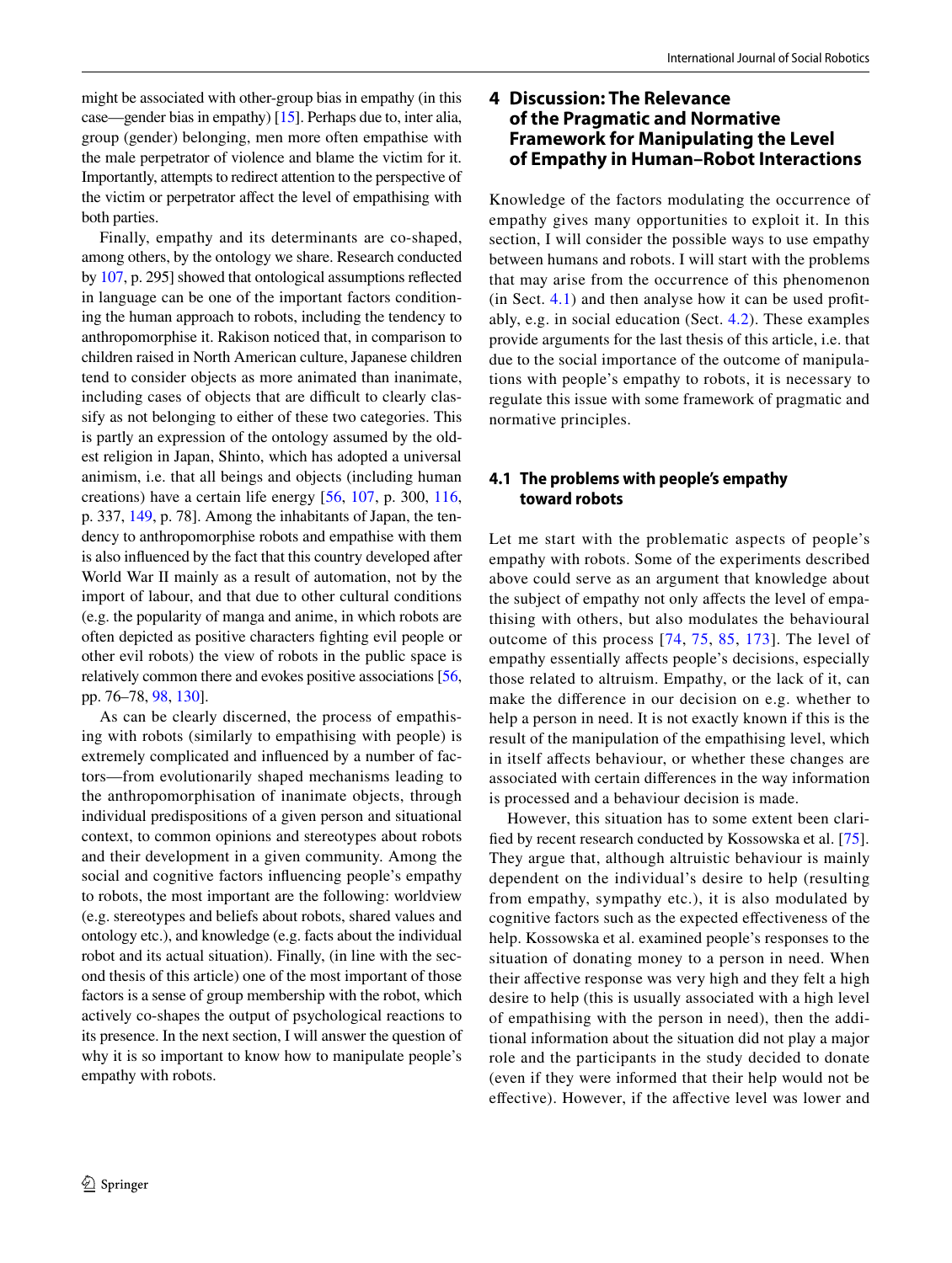might be associated with other-group bias in empathy (in this case—gender bias in empathy) [15]. Perhaps due to, inter alia, group (gender) belonging, men more often empathise with the male perpetrator of violence and blame the victim for it. Importantly, attempts to redirect attention to the perspective of the victim or perpetrator affect the level of empathising with both parties.

Finally, empathy and its determinants are co-shaped, among others, by the ontology we share. Research conducted by 107, p. 295] showed that ontological assumptions reflected in language can be one of the important factors conditioning the human approach to robots, including the tendency to anthropomorphise it. Rakison noticed that, in comparison to children raised in North American culture, Japanese children tend to consider objects as more animated than inanimate, including cases of objects that are difficult to clearly classify as not belonging to either of these two categories. This is partly an expression of the ontology assumed by the oldest religion in Japan, Shinto, which has adopted a universal animism, i.e. that all beings and objects (including human creations) have a certain life energy [56, 107, p. 300, 116, p. 337, 149, p. 78]. Among the inhabitants of Japan, the tendency to anthropomorphise robots and empathise with them is also influenced by the fact that this country developed after World War II mainly as a result of automation, not by the import of labour, and that due to other cultural conditions (e.g. the popularity of manga and anime, in which robots are often depicted as positive characters fighting evil people or other evil robots) the view of robots in the public space is relatively common there and evokes positive associations [56, pp. 76–78, 98, 130].

As can be clearly discerned, the process of empathising with robots (similarly to empathising with people) is extremely complicated and influenced by a number of factors—from evolutionarily shaped mechanisms leading to the anthropomorphisation of inanimate objects, through individual predispositions of a given person and situational context, to common opinions and stereotypes about robots and their development in a given community. Among the social and cognitive factors influencing people's empathy to robots, the most important are the following: worldview (e.g. stereotypes and beliefs about robots, shared values and ontology etc.), and knowledge (e.g. facts about the individual robot and its actual situation). Finally, (in line with the second thesis of this article) one of the most important of those factors is a sense of group membership with the robot, which actively co-shapes the output of psychological reactions to its presence. In the next section, I will answer the question of why it is so important to know how to manipulate people's empathy with robots.

## 4 Discussion: The Relevance of the Pragmatic and Normative Framework for Manipulating the Level of Empathy in Human–Robot Interactions

Knowledge of the factors modulating the occurrence of empathy gives many opportunities to exploit it. In this section, I will consider the possible ways to use empathy between humans and robots. I will start with the problems that may arise from the occurrence of this phenomenon (in Sect. 4.1) and then analyse how it can be used profitably, e.g. in social education (Sect. 4.2). These examples provide arguments for the last thesis of this article, i.e. that due to the social importance of the outcome of manipulations with people's empathy to robots, it is necessary to regulate this issue with some framework of pragmatic and normative principles.

### 4.1 The problems with people's empathy toward robots

Let me start with the problematic aspects of people's empathy with robots. Some of the experiments described above could serve as an argument that knowledge about the subject of empathy not only affects the level of empathising with others, but also modulates the behavioural outcome of this process [74, 75, 85, 173]. The level of empathy essentially affects people's decisions, especially those related to altruism. Empathy, or the lack of it, can make the difference in our decision on e.g. whether to help a person in need. It is not exactly known if this is the result of the manipulation of the empathising level, which in itself affects behaviour, or whether these changes are associated with certain differences in the way information is processed and a behaviour decision is made.

However, this situation has to some extent been clarified by recent research conducted by Kossowska et al. [75]. They argue that, although altruistic behaviour is mainly dependent on the individual's desire to help (resulting from empathy, sympathy etc.), it is also modulated by cognitive factors such as the expected effectiveness of the help. Kossowska et al. examined people's responses to the situation of donating money to a person in need. When their affective response was very high and they felt a high desire to help (this is usually associated with a high level of empathising with the person in need), then the additional information about the situation did not play a major role and the participants in the study decided to donate (even if they were informed that their help would not be effective). However, if the affective level was lower and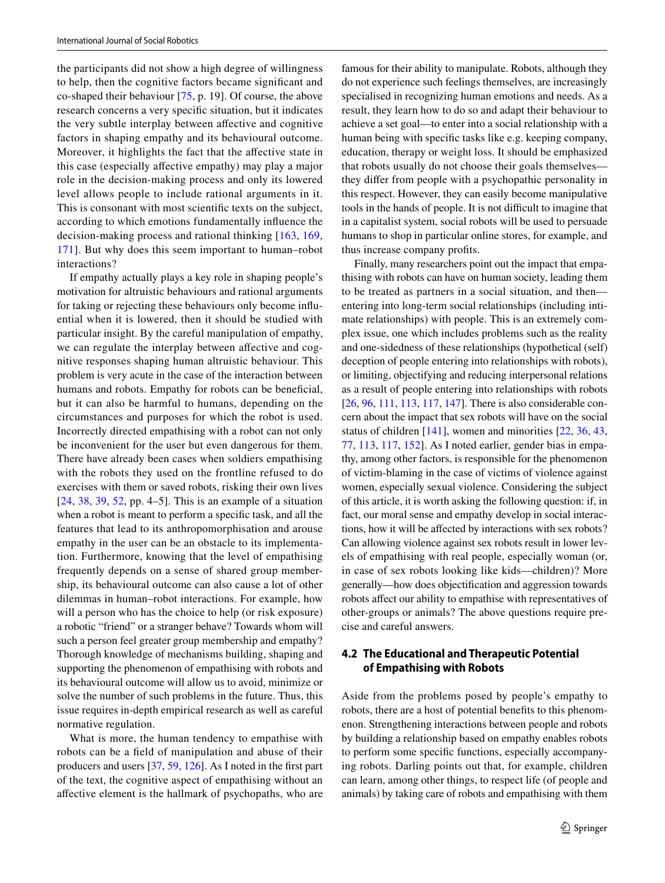the participants did not show a high degree of willingness to help, then the cognitive factors became significant and co-shaped their behaviour [75, p. 19]. Of course, the above research concerns a very specific situation, but it indicates the very subtle interplay between affective and cognitive factors in shaping empathy and its behavioural outcome. Moreover, it highlights the fact that the affective state in this case (especially affective empathy) may play a major role in the decision-making process and only its lowered level allows people to include rational arguments in it. This is consonant with most scientific texts on the subject, according to which emotions fundamentally influence the decision-making process and rational thinking [163, 169, 171]. But why does this seem important to human–robot interactions?

If empathy actually plays a key role in shaping people's motivation for altruistic behaviours and rational arguments for taking or rejecting these behaviours only become influential when it is lowered, then it should be studied with particular insight. By the careful manipulation of empathy, we can regulate the interplay between affective and cognitive responses shaping human altruistic behaviour. This problem is very acute in the case of the interaction between humans and robots. Empathy for robots can be beneficial, but it can also be harmful to humans, depending on the circumstances and purposes for which the robot is used. Incorrectly directed empathising with a robot can not only be inconvenient for the user but even dangerous for them. There have already been cases when soldiers empathising with the robots they used on the frontline refused to do exercises with them or saved robots, risking their own lives [24, 38, 39, 52, pp. 4–5]. This is an example of a situation when a robot is meant to perform a specific task, and all the features that lead to its anthropomorphisation and arouse empathy in the user can be an obstacle to its implementation. Furthermore, knowing that the level of empathising frequently depends on a sense of shared group membership, its behavioural outcome can also cause a lot of other dilemmas in human–robot interactions. For example, how will a person who has the choice to help (or risk exposure) a robotic "friend" or a stranger behave? Towards whom will such a person feel greater group membership and empathy? Thorough knowledge of mechanisms building, shaping and supporting the phenomenon of empathising with robots and its behavioural outcome will allow us to avoid, minimize or solve the number of such problems in the future. Thus, this issue requires in-depth empirical research as well as careful normative regulation.

What is more, the human tendency to empathise with robots can be a field of manipulation and abuse of their producers and users [37, 59, 126]. As I noted in the first part of the text, the cognitive aspect of empathising without an affective element is the hallmark of psychopaths, who are famous for their ability to manipulate. Robots, although they do not experience such feelings themselves, are increasingly specialised in recognizing human emotions and needs. As a result, they learn how to do so and adapt their behaviour to achieve a set goal—to enter into a social relationship with a human being with specific tasks like e.g. keeping company, education, therapy or weight loss. It should be emphasized that robots usually do not choose their goals themselves—they differ from people with a psychopathic personality in this respect. However, they can easily become manipulative tools in the hands of people. It is not difficult to imagine that in a capitalist system, social robots will be used to persuade humans to shop in particular online stores, for example, and thus increase company profits.

Finally, many researchers point out the impact that empathising with robots can have on human society, leading them to be treated as partners in a social situation, and then—entering into long-term social relationships (including intimate relationships) with people. This is an extremely complex issue, one which includes problems such as the reality and one-sidedness of these relationships (hypothetical (self) deception of people entering into relationships with robots), or limiting, objectifying and reducing interpersonal relations as a result of people entering into relationships with robots [26, 96, 111, 113, 117, 147]. There is also considerable concern about the impact that sex robots will have on the social status of children [141], women and minorities [22, 36, 43, 77, 113, 117, 152]. As I noted earlier, gender bias in empathy, among other factors, is responsible for the phenomenon of victim-blaming in the case of victims of violence against women, especially sexual violence. Considering the subject of this article, it is worth asking the following question: if, in fact, our moral sense and empathy develop in social interactions, how it will be affected by interactions with sex robots? Can allowing violence against sex robots result in lower levels of empathising with real people, especially woman (or, in case of sex robots looking like kids—children)? More generally—how does objectification and aggression towards robots affect our ability to empathise with representatives of other-groups or animals? The above questions require precise and careful answers.

### 4.2 The Educational and Therapeutic Potential of Empathising with Robots

Aside from the problems posed by people's empathy to robots, there are a host of potential benefits to this phenomenon. Strengthening interactions between people and robots by building a relationship based on empathy enables robots to perform some specific functions, especially accompanying robots. Darling points out that, for example, children can learn, among other things, to respect life (of people and animals) by taking care of robots and empathising with them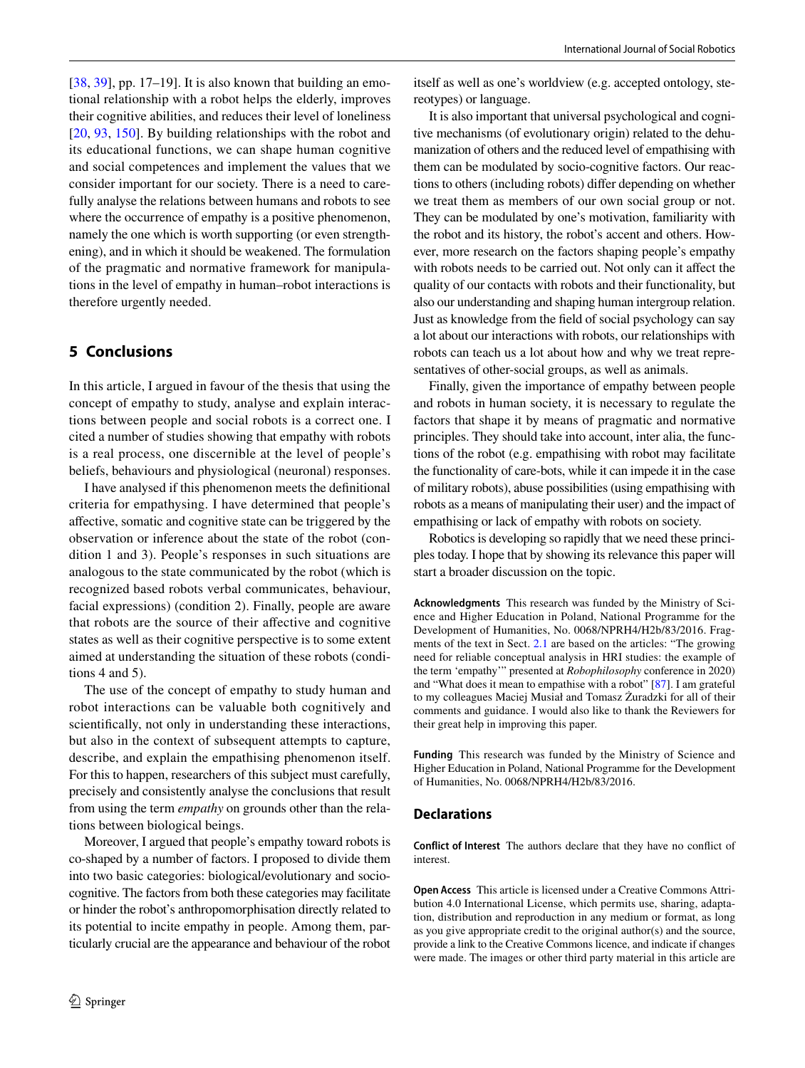[38, 39], pp. 17–19]. It is also known that building an emotional relationship with a robot helps the elderly, improves their cognitive abilities, and reduces their level of loneliness [20, 93, 150]. By building relationships with the robot and its educational functions, we can shape human cognitive and social competences and implement the values that we consider important for our society. There is a need to carefully analyse the relations between humans and robots to see where the occurrence of empathy is a positive phenomenon, namely the one which is worth supporting (or even strengthening), and in which it should be weakened. The formulation of the pragmatic and normative framework for manipulations in the level of empathy in human–robot interactions is therefore urgently needed.

## 5 Conclusions

In this article, I argued in favour of the thesis that using the concept of empathy to study, analyse and explain interactions between people and social robots is a correct one. I cited a number of studies showing that empathy with robots is a real process, one discernible at the level of people's beliefs, behaviours and physiological (neuronal) responses.

I have analysed if this phenomenon meets the definitional criteria for empathysing. I have determined that people's affective, somatic and cognitive state can be triggered by the observation or inference about the state of the robot (condition 1 and 3). People's responses in such situations are analogous to the state communicated by the robot (which is recognized based robots verbal communicates, behaviour, facial expressions) (condition 2). Finally, people are aware that robots are the source of their affective and cognitive states as well as their cognitive perspective is to some extent aimed at understanding the situation of these robots (conditions 4 and 5).

The use of the concept of empathy to study human and robot interactions can be valuable both cognitively and scientifically, not only in understanding these interactions, but also in the context of subsequent attempts to capture, describe, and explain the empathising phenomenon itself. For this to happen, researchers of this subject must carefully, precisely and consistently analyse the conclusions that result from using the term *empathy* on grounds other than the relations between biological beings.

Moreover, I argued that people's empathy toward robots is co-shaped by a number of factors. I proposed to divide them into two basic categories: biological/evolutionary and socio-cognitive. The factors from both these categories may facilitate or hinder the robot's anthropomorphisation directly related to its potential to incite empathy in people. Among them, particularly crucial are the appearance and behaviour of the robot itself as well as one's worldview (e.g. accepted ontology, stereotypes) or language.

It is also important that universal psychological and cognitive mechanisms (of evolutionary origin) related to the dehumanization of others and the reduced level of empathising with them can be modulated by socio-cognitive factors. Our reactions to others (including robots) differ depending on whether we treat them as members of our own social group or not. They can be modulated by one's motivation, familiarity with the robot and its history, the robot's accent and others. However, more research on the factors shaping people's empathy with robots needs to be carried out. Not only can it affect the quality of our contacts with robots and their functionality, but also our understanding and shaping human intergroup relation. Just as knowledge from the field of social psychology can say a lot about our interactions with robots, our relationships with robots can teach us a lot about how and why we treat representatives of other-social groups, as well as animals.

Finally, given the importance of empathy between people and robots in human society, it is necessary to regulate the factors that shape it by means of pragmatic and normative principles. They should take into account, inter alia, the functions of the robot (e.g. empathising with robot may facilitate the functionality of care-bots, while it can impede it in the case of military robots), abuse possibilities (using empathising with robots as a means of manipulating their user) and the impact of empathising or lack of empathy with robots on society.

Robotics is developing so rapidly that we need these principles today. I hope that by showing its relevance this paper will start a broader discussion on the topic.

**Acknowledgments** This research was funded by the Ministry of Science and Higher Education in Poland, National Programme for the Development of Humanities, No. 0068/NPRH4/H2b/83/2016. Fragments of the text in Sect. 2.1 are based on the articles: "The growing need for reliable conceptual analysis in HRI studies: the example of the term 'empathy'" presented at *Robophilosophy* conference in 2020) and "What does it mean to empathise with a robot" [87]. I am grateful to my colleagues Maciej Musiał and Tomasz Żuradzki for all of their comments and guidance. I would also like to thank the Reviewers for their great help in improving this paper.

**Funding** This research was funded by the Ministry of Science and Higher Education in Poland, National Programme for the Development of Humanities, No. 0068/NPRH4/H2b/83/2016.

## Declarations

**Conflict of Interest** The authors declare that they have no conflict of interest.

**Open Access** This article is licensed under a Creative Commons Attribution 4.0 International License, which permits use, sharing, adaptation, distribution and reproduction in any medium or format, as long as you give appropriate credit to the original author(s) and the source, provide a link to the Creative Commons licence, and indicate if changes were made. The images or other third party material in this article are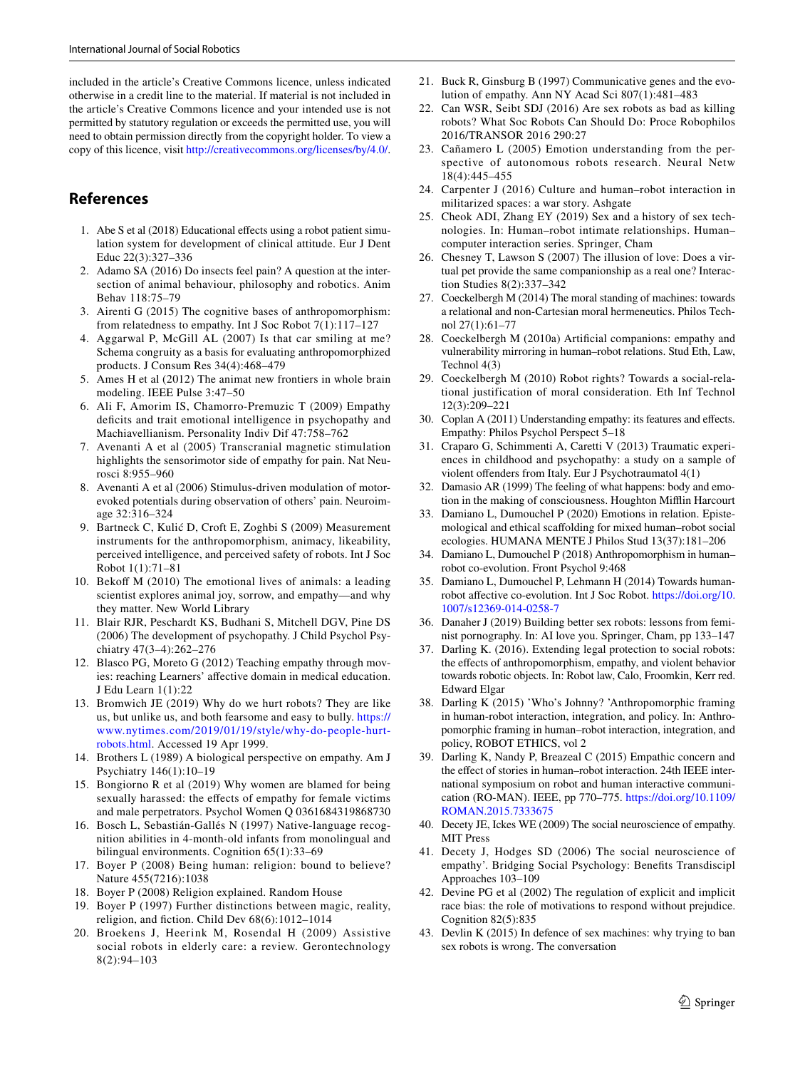included in the article's Creative Commons licence, unless indicated otherwise in a credit line to the material. If material is not included in the article's Creative Commons licence and your intended use is not permitted by statutory regulation or exceeds the permitted use, you will need to obtain permission directly from the copyright holder. To view a copy of this licence, visit http://creativecommons.org/licenses/by/4.0/.

## References

1. Abe S et al (2018) Educational effects using a robot patient simulation system for development of clinical attitude. Eur J Dent Educ 22(3):327–336
2. Adamo SA (2016) Do insects feel pain? A question at the intersection of animal behaviour, philosophy and robotics. Anim Behav 118:75–79
3. Airenti G (2015) The cognitive bases of anthropomorphism: from relatedness to empathy. Int J Soc Robot 7(1):117–127
4. Aggarwal P, McGill AL (2007) Is that car smiling at me? Schema congruity as a basis for evaluating anthropomorphized products. J Consum Res 34(4):468–479
5. Ames H et al (2012) The animat new frontiers in whole brain modeling. IEEE Pulse 3:47–50
6. Ali F, Amorim IS, Chamorro-Premuzic T (2009) Empathy deficits and trait emotional intelligence in psychopathy and Machiavellianism. Personality Indiv Dif 47:758–762
7. Avenanti A et al (2005) Transcranial magnetic stimulation highlights the sensorimotor side of empathy for pain. Nat Neurosci 8:955–960
8. Avenanti A et al (2006) Stimulus-driven modulation of motor-evoked potentials during observation of others' pain. Neuroimage 32:316–324
9. Bartneck C, Kulić D, Croft E, Zoghbi S (2009) Measurement instruments for the anthropomorphism, animacy, likeability, perceived intelligence, and perceived safety of robots. Int J Soc Robot 1(1):71–81
10. Bekoff M (2010) The emotional lives of animals: a leading scientist explores animal joy, sorrow, and empathy—and why they matter. New World Library
11. Blair RJR, Peschardt KS, Budhani S, Mitchell DGV, Pine DS (2006) The development of psychopathy. J Child Psychol Psychiatry 47(3–4):262–276
12. Blasco PG, Moreto G (2012) Teaching empathy through movies: reaching Learners' affective domain in medical education. J Edu Learn 1(1):22
13. Bromwich JE (2019) Why do we hurt robots? They are like us, but unlike us, and both fearsome and easy to bully. https://www.nytimes.com/2019/01/19/style/why-do-people-hurt-robots.html. Accessed 19 Apr 1999.
14. Brothers L (1989) A biological perspective on empathy. Am J Psychiatry 146(1):10–19
15. Bongiorno R et al (2019) Why women are blamed for being sexually harassed: the effects of empathy for female victims and male perpetrators. Psychol Women Q 0361684319868730
16. Bosch L, Sebastián-Gallés N (1997) Native-language recognition abilities in 4-month-old infants from monolingual and bilingual environments. Cognition 65(1):33–69
17. Boyer P (2008) Being human: religion: bound to believe? Nature 455(7216):1038
18. Boyer P (2008) Religion explained. Random House
19. Boyer P (1997) Further distinctions between magic, reality, religion, and fiction. Child Dev 68(6):1012–1014
20. Broekens J, Heerink M, Rosendal H (2009) Assistive social robots in elderly care: a review. Gerontechnology 8(2):94–103
21. Buck R, Ginsburg B (1997) Communicative genes and the evolution of empathy. Ann NY Acad Sci 807(1):481–483
22. Can WSR, Seibt SDJ (2016) Are sex robots as bad as killing robots? What Soc Robots Can Should Do: Proce Robophilos 2016/TRANSOR 2016 290:27
23. Cañamero L (2005) Emotion understanding from the perspective of autonomous robots research. Neural Netw 18(4):445–455
24. Carpenter J (2016) Culture and human–robot interaction in militarized spaces: a war story. Ashgate
25. Cheok ADI, Zhang EY (2019) Sex and a history of sex technologies. In: Human–robot intimate relationships. Human–computer interaction series. Springer, Cham
26. Chesney T, Lawson S (2007) The illusion of love: Does a virtual pet provide the same companionship as a real one? Interaction Studies 8(2):337–342
27. Coeckelbergh M (2014) The moral standing of machines: towards a relational and non-Cartesian moral hermeneutics. Philos Technol 27(1):61–77
28. Coeckelbergh M (2010a) Artificial companions: empathy and vulnerability mirroring in human–robot relations. Stud Eth, Law, Technol 4(3)
29. Coeckelbergh M (2010) Robot rights? Towards a social-relational justification of moral consideration. Eth Inf Technol 12(3):209–221
30. Coplan A (2011) Understanding empathy: its features and effects. Empathy: Philos Psychol Perspect 5–18
31. Craparo G, Schimmenti A, Caretti V (2013) Traumatic experiences in childhood and psychopathy: a study on a sample of violent offenders from Italy. Eur J Psychotraumatol 4(1)
32. Damasio AR (1999) The feeling of what happens: body and emotion in the making of consciousness. Houghton Mifflin Harcourt
33. Damiano L, Dumouchel P (2020) Emotions in relation. Epistemological and ethical scaffolding for mixed human–robot social ecologies. HUMANA MENTE J Philos Stud 13(37):181–206
34. Damiano L, Dumouchel P (2018) Anthropomorphism in human–robot co-evolution. Front Psychol 9:468
35. Damiano L, Dumouchel P, Lehmann H (2014) Towards human-robot affective co-evolution. Int J Soc Robot. https://doi.org/10.1007/s12369-014-0258-7
36. Danaher J (2019) Building better sex robots: lessons from feminist pornography. In: AI love you. Springer, Cham, pp 133–147
37. Darling K. (2016). Extending legal protection to social robots: the effects of anthropomorphism, empathy, and violent behavior towards robotic objects. In: Robot law, Calo, Froomkin, Kerr red. Edward Elgar
38. Darling K (2015) 'Who's Johnny? 'Anthropomorphic framing in human-robot interaction, integration, and policy. In: Anthropomorphic framing in human–robot interaction, integration, and policy, ROBOT ETHICS, vol 2
39. Darling K, Nandy P, Breazeal C (2015) Empathic concern and the effect of stories in human–robot interaction. 24th IEEE international symposium on robot and human interactive communication (RO-MAN). IEEE, pp 770–775. https://doi.org/10.1109/ROMAN.2015.7333675
40. Decety JE, Ickes WE (2009) The social neuroscience of empathy. MIT Press
41. Decety J, Hodges SD (2006) The social neuroscience of empathy'. Bridging Social Psychology: Benefits Transdiscipl Approaches 103–109
42. Devine PG et al (2002) The regulation of explicit and implicit race bias: the role of motivations to respond without prejudice. Cognition 82(5):835
43. Devlin K (2015) In defence of sex machines: why trying to ban sex robots is wrong. The conversation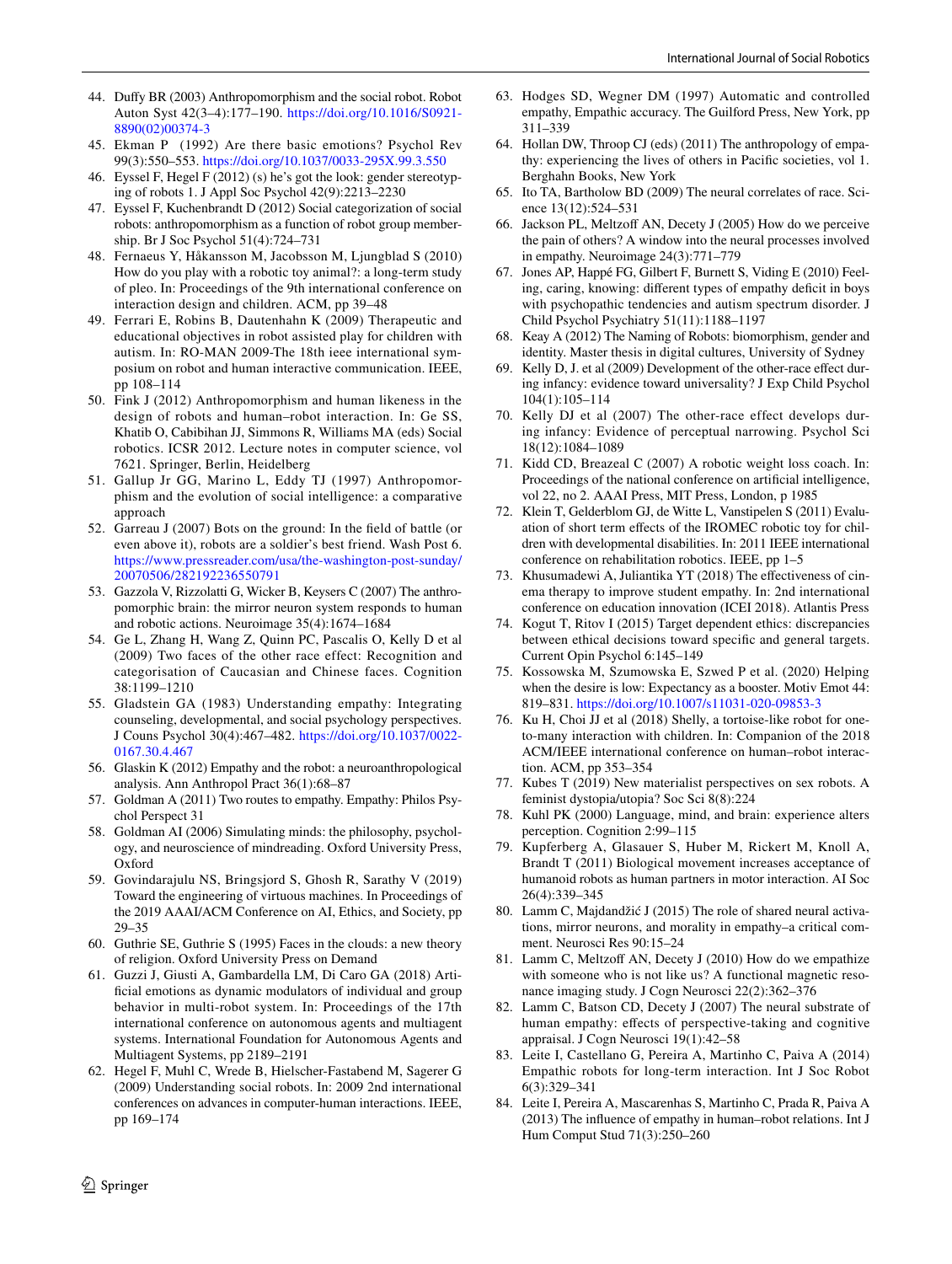44. Duffy BR (2003) Anthropomorphism and the social robot. Robot Auton Syst 42(3–4):177–190. https://doi.org/10.1016/S0921-8890(02)00374-3
45. Ekman P (1992) Are there basic emotions? Psychol Rev 99(3):550–553. https://doi.org/10.1037/0033-295X.99.3.550
46. Eyssel F, Hegel F (2012) (s) he's got the look: gender stereotyping of robots 1. J Appl Soc Psychol 42(9):2213–2230
47. Eyssel F, Kuchenbrandt D (2012) Social categorization of social robots: anthropomorphism as a function of robot group membership. Br J Soc Psychol 51(4):724–731
48. Fernaeus Y, Håkansson M, Jacobsson M, Ljungblad S (2010) How do you play with a robotic toy animal?: a long-term study of pleo. In: Proceedings of the 9th international conference on interaction design and children. ACM, pp 39–48
49. Ferrari E, Robins B, Dautenhahn K (2009) Therapeutic and educational objectives in robot assisted play for children with autism. In: RO-MAN 2009-The 18th ieee international symposium on robot and human interactive communication. IEEE, pp 108–114
50. Fink J (2012) Anthropomorphism and human likeness in the design of robots and human–robot interaction. In: Ge SS, Khatib O, Cabibihan JJ, Simmons R, Williams MA (eds) Social robotics. ICSR 2012. Lecture notes in computer science, vol 7621. Springer, Berlin, Heidelberg
51. Gallup Jr GG, Marino L, Eddy TJ (1997) Anthropomorphism and the evolution of social intelligence: a comparative approach
52. Garreau J (2007) Bots on the ground: In the field of battle (or even above it), robots are a soldier's best friend. Wash Post 6. https://www.pressreader.com/usa/the-washington-post-sunday/20070506/282192236550791
53. Gazzola V, Rizzolatti G, Wicker B, Keysers C (2007) The anthropomorphic brain: the mirror neuron system responds to human and robotic actions. Neuroimage 35(4):1674–1684
54. Ge L, Zhang H, Wang Z, Quinn PC, Pascalis O, Kelly D et al (2009) Two faces of the other race effect: Recognition and categorisation of Caucasian and Chinese faces. Cognition 38:1199–1210
55. Gladstein GA (1983) Understanding empathy: Integrating counseling, developmental, and social psychology perspectives. J Couns Psychol 30(4):467–482. https://doi.org/10.1037/0022-0167.30.4.467
56. Glaskin K (2012) Empathy and the robot: a neuroanthropological analysis. Ann Anthropol Pract 36(1):68–87
57. Goldman A (2011) Two routes to empathy. Empathy: Philos Psychol Perspect 31
58. Goldman AI (2006) Simulating minds: the philosophy, psychology, and neuroscience of mindreading. Oxford University Press, Oxford
59. Govindarajulu NS, Bringsjord S, Ghosh R, Sarathy V (2019) Toward the engineering of virtuous machines. In Proceedings of the 2019 AAAI/ACM Conference on AI, Ethics, and Society, pp 29–35
60. Guthrie SE, Guthrie S (1995) Faces in the clouds: a new theory of religion. Oxford University Press on Demand
61. Guzzi J, Giusti A, Gambardella LM, Di Caro GA (2018) Artificial emotions as dynamic modulators of individual and group behavior in multi-robot system. In: Proceedings of the 17th international conference on autonomous agents and multiagent systems. International Foundation for Autonomous Agents and Multiagent Systems, pp 2189–2191
62. Hegel F, Muhl C, Wrede B, Hielscher-Fastabend M, Sagerer G (2009) Understanding social robots. In: 2009 2nd international conferences on advances in computer-human interactions. IEEE, pp 169–174
63. Hodges SD, Wegner DM (1997) Automatic and controlled empathy, Empathic accuracy. The Guilford Press, New York, pp 311–339
64. Hollan DW, Throop CJ (eds) (2011) The anthropology of empathy: experiencing the lives of others in Pacific societies, vol 1. Berghahn Books, New York
65. Ito TA, Bartholow BD (2009) The neural correlates of race. Science 13(12):524–531
66. Jackson PL, Meltzoff AN, Decety J (2005) How do we perceive the pain of others? A window into the neural processes involved in empathy. Neuroimage 24(3):771–779
67. Jones AP, Happé FG, Gilbert F, Burnett S, Viding E (2010) Feeling, caring, knowing: different types of empathy deficit in boys with psychopathic tendencies and autism spectrum disorder. J Child Psychol Psychiatry 51(11):1188–1197
68. Keay A (2012) The Naming of Robots: biomorphism, gender and identity. Master thesis in digital cultures, University of Sydney
69. Kelly D, J. et al (2009) Development of the other-race effect during infancy: evidence toward universality? J Exp Child Psychol 104(1):105–114
70. Kelly DJ et al (2007) The other-race effect develops during infancy: Evidence of perceptual narrowing. Psychol Sci 18(12):1084–1089
71. Kidd CD, Breazeal C (2007) A robotic weight loss coach. In: Proceedings of the national conference on artificial intelligence, vol 22, no 2. AAAI Press, MIT Press, London, p 1985
72. Klein T, Gelderblom GJ, de Witte L, Vanstipelen S (2011) Evaluation of short term effects of the IROMEC robotic toy for children with developmental disabilities. In: 2011 IEEE international conference on rehabilitation robotics. IEEE, pp 1–5
73. Khusumadewi A, Juliantika YT (2018) The effectiveness of cinema therapy to improve student empathy. In: 2nd international conference on education innovation (ICEI 2018). Atlantis Press
74. Kogut T, Ritov I (2015) Target dependent ethics: discrepancies between ethical decisions toward specific and general targets. Current Opin Psychol 6:145–149
75. Kossowska M, Szumowska E, Szwed P et al. (2020) Helping when the desire is low: Expectancy as a booster. Motiv Emot 44: 819–831. https://doi.org/10.1007/s11031-020-09853-3
76. Ku H, Choi JJ et al (2018) Shelly, a tortoise-like robot for one-to-many interaction with children. In: Companion of the 2018 ACM/IEEE international conference on human–robot interaction. ACM, pp 353–354
77. Kubes T (2019) New materialist perspectives on sex robots. A feminist dystopia/utopia? Soc Sci 8(8):224
78. Kuhl PK (2000) Language, mind, and brain: experience alters perception. Cognition 2:99–115
79. Kupferberg A, Glasauer S, Huber M, Rickert M, Knoll A, Brandt T (2011) Biological movement increases acceptance of humanoid robots as human partners in motor interaction. AI Soc 26(4):339–345
80. Lamm C, Majdandžić J (2015) The role of shared neural activations, mirror neurons, and morality in empathy–a critical comment. Neurosci Res 90:15–24
81. Lamm C, Meltzoff AN, Decety J (2010) How do we empathize with someone who is not like us? A functional magnetic resonance imaging study. J Cogn Neurosci 22(2):362–376
82. Lamm C, Batson CD, Decety J (2007) The neural substrate of human empathy: effects of perspective-taking and cognitive appraisal. J Cogn Neurosci 19(1):42–58
83. Leite I, Castellano G, Pereira A, Martinho C, Paiva A (2014) Empathic robots for long-term interaction. Int J Soc Robot 6(3):329–341
84. Leite I, Pereira A, Mascarenhas S, Martinho C, Prada R, Paiva A (2013) The influence of empathy in human–robot relations. Int J Hum Comput Stud 71(3):250–260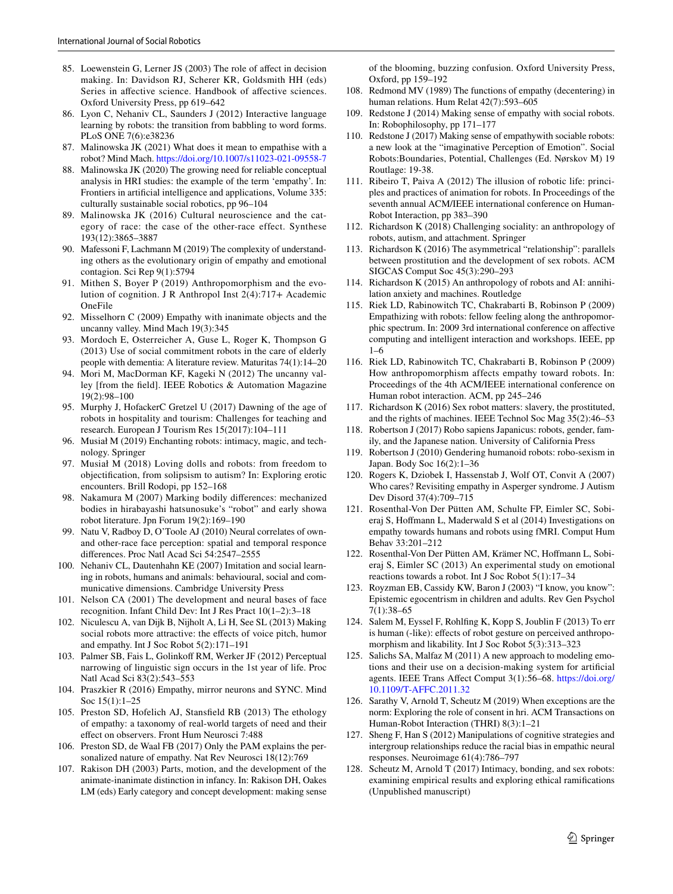85. Loewenstein G, Lerner JS (2003) The role of affect in decision making. In: Davidson RJ, Scherer KR, Goldsmith HH (eds) Series in affective science. Handbook of affective sciences. Oxford University Press, pp 619–642
86. Lyon C, Nehaniv CL, Saunders J (2012) Interactive language learning by robots: the transition from babbling to word forms. PLoS ONE 7(6):e38236
87. Malinowska JK (2021) What does it mean to empathise with a robot? Mind Mach. https://doi.org/10.1007/s11023-021-09558-7
88. Malinowska JK (2020) The growing need for reliable conceptual analysis in HRI studies: the example of the term 'empathy'. In: Frontiers in artificial intelligence and applications, Volume 335: culturally sustainable social robotics, pp 96–104
89. Malinowska JK (2016) Cultural neuroscience and the category of race: the case of the other-race effect. Synthese 193(12):3865–3887
90. Mafessoni F, Lachmann M (2019) The complexity of understanding others as the evolutionary origin of empathy and emotional contagion. Sci Rep 9(1):5794
91. Mithen S, Boyer P (2019) Anthropomorphism and the evolution of cognition. J R Anthropol Inst 2(4):717+ Academic OneFile
92. Misselhorn C (2009) Empathy with inanimate objects and the uncanny valley. Mind Mach 19(3):345
93. Mordoch E, Osterreicher A, Guse L, Roger K, Thompson G (2013) Use of social commitment robots in the care of elderly people with dementia: A literature review. Maturitas 74(1):14–20
94. Mori M, MacDorman KF, Kageki N (2012) The uncanny valley [from the field]. IEEE Robotics & Automation Magazine 19(2):98–100
95. Murphy J, HofackerC Gretzel U (2017) Dawning of the age of robots in hospitality and tourism: Challenges for teaching and research. European J Tourism Res 15(2017):104–111
96. Musiał M (2019) Enchanting robots: intimacy, magic, and technology. Springer
97. Musiał M (2018) Loving dolls and robots: from freedom to objectification, from solipsism to autism? In: Exploring erotic encounters. Brill Rodopi, pp 152–168
98. Nakamura M (2007) Marking bodily differences: mechanized bodies in hirabayashi hatsunosuke's "robot" and early showa robot literature. Jpn Forum 19(2):169–190
99. Natu V, Radboy D, O'Toole AJ (2010) Neural correlates of own- and other-race face perception: spatial and temporal responce differences. Proc Natl Acad Sci 54:2547–2555
100. Nehaniv CL, Dautenhahn KE (2007) Imitation and social learning in robots, humans and animals: behavioural, social and communicative dimensions. Cambridge University Press
101. Nelson CA (2001) The development and neural bases of face recognition. Infant Child Dev: Int J Res Pract 10(1–2):3–18
102. Niculescu A, van Dijk B, Nijholt A, Li H, See SL (2013) Making social robots more attractive: the effects of voice pitch, humor and empathy. Int J Soc Robot 5(2):171–191
103. Palmer SB, Fais L, Golinkoff RM, Werker JF (2012) Perceptual narrowing of linguistic sign occurs in the 1st year of life. Proc Natl Acad Sci 83(2):543–553
104. Praszkier R (2016) Empathy, mirror neurons and SYNC. Mind Soc 15(1):1–25
105. Preston SD, Hofelich AJ, Stansfield RB (2013) The ethology of empathy: a taxonomy of real-world targets of need and their effect on observers. Front Hum Neurosci 7:488
106. Preston SD, de Waal FB (2017) Only the PAM explains the personalized nature of empathy. Nat Rev Neurosci 18(12):769
107. Rakison DH (2003) Parts, motion, and the development of the animate-inanimate distinction in infancy. In: Rakison DH, Oakes LM (eds) Early category and concept development: making sense of the blooming, buzzing confusion. Oxford University Press, Oxford, pp 159–192
108. Redmond MV (1989) The functions of empathy (decentering) in human relations. Hum Relat 42(7):593–605
109. Redstone J (2014) Making sense of empathy with social robots. In: Robophilosophy, pp 171–177
110. Redstone J (2017) Making sense of empathywith sociable robots: a new look at the "imaginative Perception of Emotion". Social Robots:Boundaries, Potential, Challenges (Ed. Nørskov M) 19 Routlage: 19-38.
111. Ribeiro T, Paiva A (2012) The illusion of robotic life: principles and practices of animation for robots. In Proceedings of the seventh annual ACM/IEEE international conference on Human-Robot Interaction, pp 383–390
112. Richardson K (2018) Challenging sociality: an anthropology of robots, autism, and attachment. Springer
113. Richardson K (2016) The asymmetrical "relationship": parallels between prostitution and the development of sex robots. ACM SIGCAS Comput Soc 45(3):290–293
114. Richardson K (2015) An anthropology of robots and AI: annihilation anxiety and machines. Routledge
115. Riek LD, Rabinowitch TC, Chakrabarti B, Robinson P (2009) Empathizing with robots: fellow feeling along the anthropomorphic spectrum. In: 2009 3rd international conference on affective computing and intelligent interaction and workshops. IEEE, pp 1–6
116. Riek LD, Rabinowitch TC, Chakrabarti B, Robinson P (2009) How anthropomorphism affects empathy toward robots. In: Proceedings of the 4th ACM/IEEE international conference on Human robot interaction. ACM, pp 245–246
117. Richardson K (2016) Sex robot matters: slavery, the prostituted, and the rights of machines. IEEE Technol Soc Mag 35(2):46–53
118. Robertson J (2017) Robo sapiens Japanicus: robots, gender, family, and the Japanese nation. University of California Press
119. Robertson J (2010) Gendering humanoid robots: robo-sexism in Japan. Body Soc 16(2):1–36
120. Rogers K, Dziobek I, Hassenstab J, Wolf OT, Convit A (2007) Who cares? Revisiting empathy in Asperger syndrome. J Autism Dev Disord 37(4):709–715
121. Rosenthal-Von Der Pütten AM, Schulte FP, Eimler SC, Sobieraj S, Hoffmann L, Maderwald S et al (2014) Investigations on empathy towards humans and robots using fMRI. Comput Hum Behav 33:201–212
122. Rosenthal-Von Der Pütten AM, Krämer NC, Hoffmann L, Sobieraj S, Eimler SC (2013) An experimental study on emotional reactions towards a robot. Int J Soc Robot 5(1):17–34
123. Royzman EB, Cassidy KW, Baron J (2003) "I know, you know": Epistemic egocentrism in children and adults. Rev Gen Psychol 7(1):38–65
124. Salem M, Eyssel F, Rohlfing K, Kopp S, Joublin F (2013) To err is human (-like): effects of robot gesture on perceived anthropomorphism and likability. Int J Soc Robot 5(3):313–323
125. Salichs SA, Malfaz M (2011) A new approach to modeling emotions and their use on a decision-making system for artificial agents. IEEE Trans Affect Comput 3(1):56–68. https://doi.org/10.1109/T-AFFC.2011.32
126. Sarathy V, Arnold T, Scheutz M (2019) When exceptions are the norm: Exploring the role of consent in hri. ACM Transactions on Human-Robot Interaction (THRI) 8(3):1–21
127. Sheng F, Han S (2012) Manipulations of cognitive strategies and intergroup relationships reduce the racial bias in empathic neural responses. Neuroimage 61(4):786–797
128. Scheutz M, Arnold T (2017) Intimacy, bonding, and sex robots: examining empirical results and exploring ethical ramifications (Unpublished manuscript)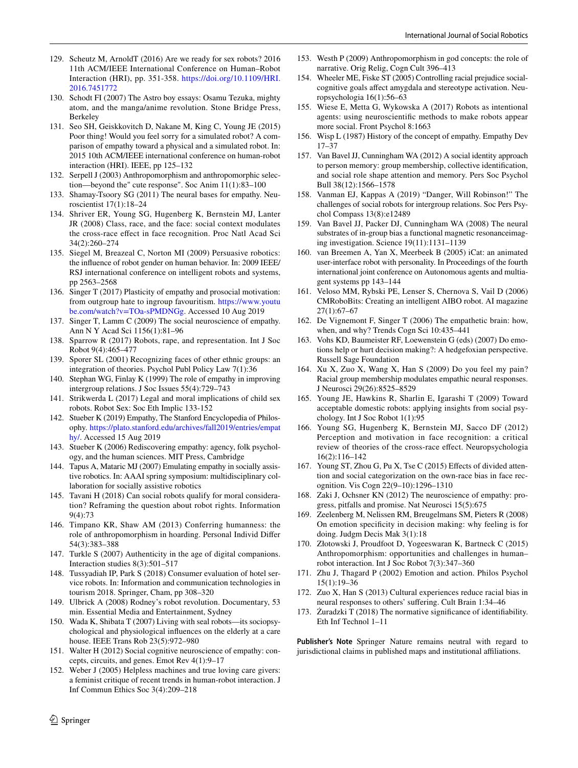129. Scheutz M, ArnoldT (2016) Are we ready for sex robots? 2016 11th ACM/IEEE International Conference on Human–Robot Interaction (HRI), pp. 351-358. https://doi.org/10.1109/HRI.2016.7451772
130. Schodt FI (2007) The Astro boy essays: Osamu Tezuka, mighty atom, and the manga/anime revolution. Stone Bridge Press, Berkeley
131. Seo SH, Geiskkovitch D, Nakane M, King C, Young JE (2015) Poor thing! Would you feel sorry for a simulated robot? A comparison of empathy toward a physical and a simulated robot. In: 2015 10th ACM/IEEE international conference on human-robot interaction (HRI). IEEE, pp 125–132
132. Serpell J (2003) Anthropomorphism and anthropomorphic selection—beyond the" cute response". Soc Anim 11(1):83–100
133. Shamay-Tsoory SG (2011) The neural bases for empathy. Neuroscientist 17(1):18–24
134. Shriver ER, Young SG, Hugenberg K, Bernstein MJ, Lanter JR (2008) Class, race, and the face: social context modulates the cross-race effect in face recognition. Proc Natl Acad Sci 34(2):260–274
135. Siegel M, Breazeal C, Norton MI (2009) Persuasive robotics: the influence of robot gender on human behavior. In: 2009 IEEE/RSJ international conference on intelligent robots and systems, pp 2563–2568
136. Singer T (2017) Plasticity of empathy and prosocial motivation: from outgroup hate to ingroup favouritism. https://www.youtube.com/watch?v=TOa-sPMDNGg. Accessed 10 Aug 2019
137. Singer T, Lamm C (2009) The social neuroscience of empathy. Ann N Y Acad Sci 1156(1):81–96
138. Sparrow R (2017) Robots, rape, and representation. Int J Soc Robot 9(4):465–477
139. Sporer SL (2001) Recognizing faces of other ethnic groups: an integration of theories. Psychol Publ Policy Law 7(1):36
140. Stephan WG, Finlay K (1999) The role of empathy in improving intergroup relations. J Soc Issues 55(4):729–743
141. Strikwerda L (2017) Legal and moral implications of child sex robots. Robot Sex: Soc Eth Implic 133-152
142. Stueber K (2019) Empathy, The Stanford Encyclopedia of Philosophy. https://plato.stanford.edu/archives/fall2019/entries/empathy/. Accessed 15 Aug 2019
143. Stueber K (2006) Rediscovering empathy: agency, folk psychology, and the human sciences. MIT Press, Cambridge
144. Tapus A, Mataric MJ (2007) Emulating empathy in socially assistive robotics. In: AAAI spring symposium: multidisciplinary collaboration for socially assistive robotics
145. Tavani H (2018) Can social robots qualify for moral consideration? Reframing the question about robot rights. Information 9(4):73
146. Timpano KR, Shaw AM (2013) Conferring humanness: the role of anthropomorphism in hoarding. Personal Individ Differ 54(3):383–388
147. Turkle S (2007) Authenticity in the age of digital companions. Interaction studies 8(3):501–517
148. Tussyadiah IP, Park S (2018) Consumer evaluation of hotel service robots. In: Information and communication technologies in tourism 2018. Springer, Cham, pp 308–320
149. Ulbrick A (2008) Rodney's robot revolution. Documentary, 53 min. Essential Media and Entertainment, Sydney
150. Wada K, Shibata T (2007) Living with seal robots—its sociopsychological and physiological influences on the elderly at a care house. IEEE Trans Rob 23(5):972–980
151. Walter H (2012) Social cognitive neuroscience of empathy: concepts, circuits, and genes. Emot Rev 4(1):9–17
152. Weber J (2005) Helpless machines and true loving care givers: a feminist critique of recent trends in human-robot interaction. J Inf Commun Ethics Soc 3(4):209–218
153. Westh P (2009) Anthropomorphism in god concepts: the role of narrative. Orig Relig, Cogn Cult 396–413
154. Wheeler ME, Fiske ST (2005) Controlling racial prejudice social-cognitive goals affect amygdala and stereotype activation. Neuropsychologia 16(1):56–63
155. Wiese E, Metta G, Wykowska A (2017) Robots as intentional agents: using neuroscientific methods to make robots appear more social. Front Psychol 8:1663
156. Wisp L (1987) History of the concept of empathy. Empathy Dev 17–37
157. Van Bavel JJ, Cunningham WA (2012) A social identity approach to person memory: group membership, collective identification, and social role shape attention and memory. Pers Soc Psychol Bull 38(12):1566–1578
158. Vanman EJ, Kappas A (2019) "Danger, Will Robinson!" The challenges of social robots for intergroup relations. Soc Pers Psychol Compass 13(8):e12489
159. Van Bavel JJ, Packer DJ, Cunningham WA (2008) The neural substrates of in-group bias a functional magnetic resonanceimaging investigation. Science 19(11):1131–1139
160. van Breemen A, Yan X, Meerbeek B (2005) iCat: an animated user-interface robot with personality. In Proceedings of the fourth international joint conference on Autonomous agents and multiagent systems pp 143–144
161. Veloso MM, Rybski PE, Lenser S, Chernova S, Vail D (2006) CMRoboBits: Creating an intelligent AIBO robot. AI magazine 27(1):67–67
162. De Vignemont F, Singer T (2006) The empathic brain: how, when, and why? Trends Cogn Sci 10:435–441
163. Vohs KD, Baumeister RF, Loewenstein G (eds) (2007) Do emotions help or hurt decision making?: A hedgefoxian perspective. Russell Sage Foundation
164. Xu X, Zuo X, Wang X, Han S (2009) Do you feel my pain? Racial group membership modulates empathic neural responses. J Neurosci 29(26):8525–8529
165. Young JE, Hawkins R, Sharlin E, Igarashi T (2009) Toward acceptable domestic robots: applying insights from social psychology. Int J Soc Robot 1(1):95
166. Young SG, Hugenberg K, Bernstein MJ, Sacco DF (2012) Perception and motivation in face recognition: a critical review of theories of the cross-race effect. Neuropsychologia 16(2):116–142
167. Young ST, Zhou G, Pu X, Tse C (2015) Effects of divided attention and social categorization on the own-race bias in face recognition. Vis Cogn 22(9–10):1296–1310
168. Zaki J, Ochsner KN (2012) The neuroscience of empathy: progress, pitfalls and promise. Nat Neurosci 15(5):675
169. Zeelenberg M, Nelissen RM, Breugelmans SM, Pieters R (2008) On emotion specificity in decision making: why feeling is for doing. Judgm Decis Mak 3(1):18
170. Złotowski J, Proudfoot D, Yogeeswaran K, Bartneck C (2015) Anthropomorphism: opportunities and challenges in human–robot interaction. Int J Soc Robot 7(3):347–360
171. Zhu J, Thagard P (2002) Emotion and action. Philos Psychol 15(1):19–36
172. Zuo X, Han S (2013) Cultural experiences reduce racial bias in neural responses to others' suffering. Cult Brain 1:34–46
173. Żuradzki T (2018) The normative significance of identifiability. Eth Inf Technol 1–11

**Publisher's Note** Springer Nature remains neutral with regard to jurisdictional claims in published maps and institutional affiliations.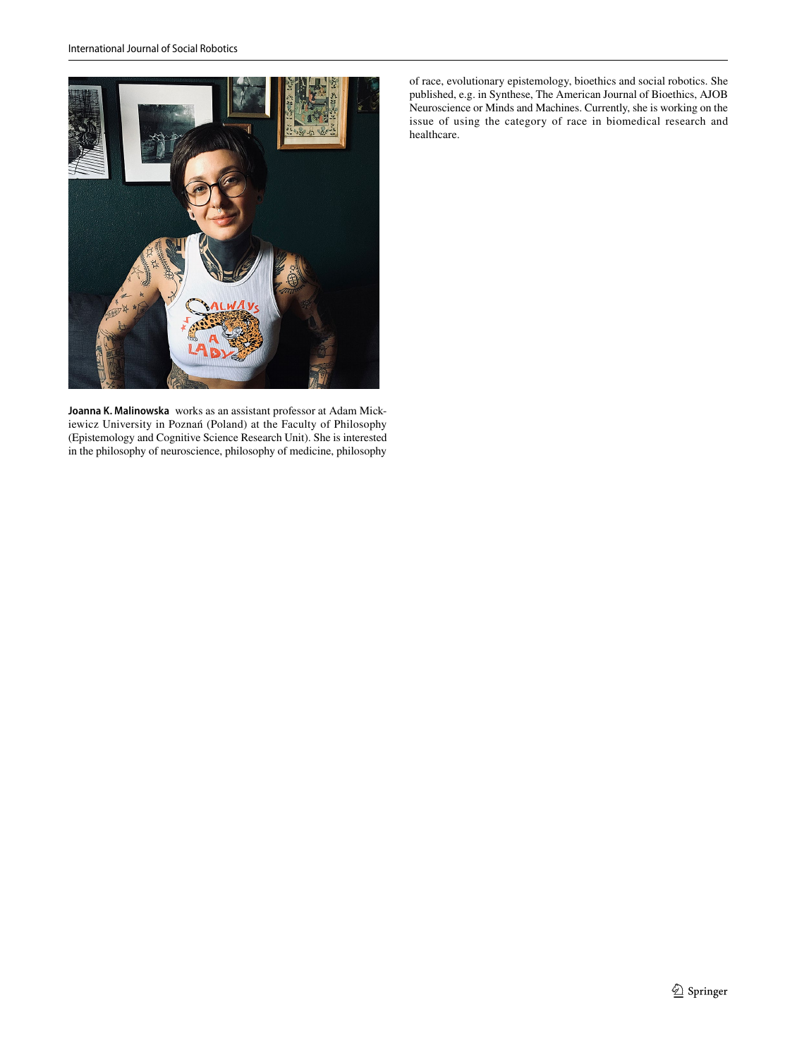**Joanna K. Malinowska** works as an assistant professor at Adam Mickiewicz University in Poznań (Poland) at the Faculty of Philosophy (Epistemology and Cognitive Science Research Unit). She is interested in the philosophy of neuroscience, philosophy of medicine, philosophy of race, evolutionary epistemology, bioethics and social robotics. She published, e.g. in Synthese, The American Journal of Bioethics, AJOB Neuroscience or Minds and Machines. Currently, she is working on the issue of using the category of race in biomedical research and healthcare.